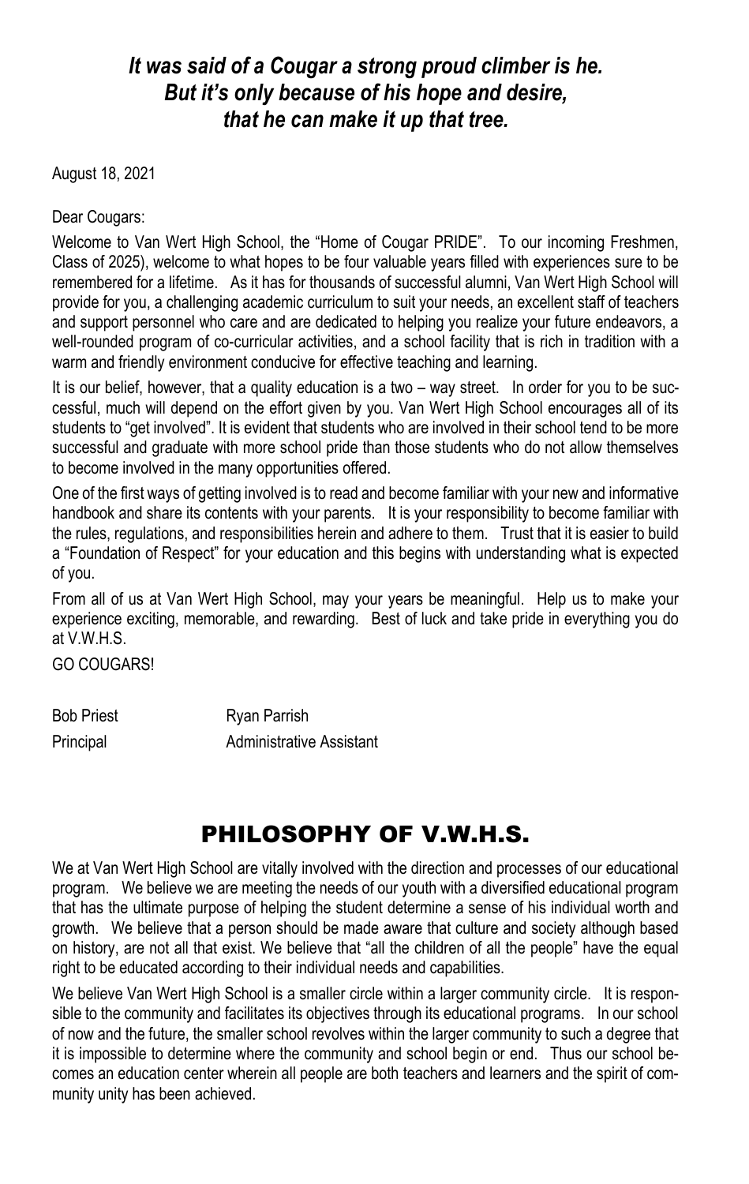***It was said of a Cougar a strong proud climber is he.***
***But it's only because of his hope and desire,***
***that he can make it up that tree.***

August 18, 2021

Dear Cougars:

Welcome to Van Wert High School, the "Home of Cougar PRIDE". To our incoming Freshmen, Class of 2025), welcome to what hopes to be four valuable years filled with experiences sure to be remembered for a lifetime. As it has for thousands of successful alumni, Van Wert High School will provide for you, a challenging academic curriculum to suit your needs, an excellent staff of teachers and support personnel who care and are dedicated to helping you realize your future endeavors, a well-rounded program of co-curricular activities, and a school facility that is rich in tradition with a warm and friendly environment conducive for effective teaching and learning.

It is our belief, however, that a quality education is a two – way street. In order for you to be successful, much will depend on the effort given by you. Van Wert High School encourages all of its students to "get involved". It is evident that students who are involved in their school tend to be more successful and graduate with more school pride than those students who do not allow themselves to become involved in the many opportunities offered.

One of the first ways of getting involved is to read and become familiar with your new and informative handbook and share its contents with your parents. It is your responsibility to become familiar with the rules, regulations, and responsibilities herein and adhere to them. Trust that it is easier to build a "Foundation of Respect" for your education and this begins with understanding what is expected of you.

From all of us at Van Wert High School, may your years be meaningful. Help us to make your experience exciting, memorable, and rewarding. Best of luck and take pride in everything you do at V.W.H.S.

GO COUGARS!

Bob Priest — Principal

Ryan Parrish — Administrative Assistant

# PHILOSOPHY OF V.W.H.S.

We at Van Wert High School are vitally involved with the direction and processes of our educational program. We believe we are meeting the needs of our youth with a diversified educational program that has the ultimate purpose of helping the student determine a sense of his individual worth and growth. We believe that a person should be made aware that culture and society although based on history, are not all that exist. We believe that "all the children of all the people" have the equal right to be educated according to their individual needs and capabilities.

We believe Van Wert High School is a smaller circle within a larger community circle. It is responsible to the community and facilitates its objectives through its educational programs. In our school of now and the future, the smaller school revolves within the larger community to such a degree that it is impossible to determine where the community and school begin or end. Thus our school becomes an education center wherein all people are both teachers and learners and the spirit of community unity has been achieved.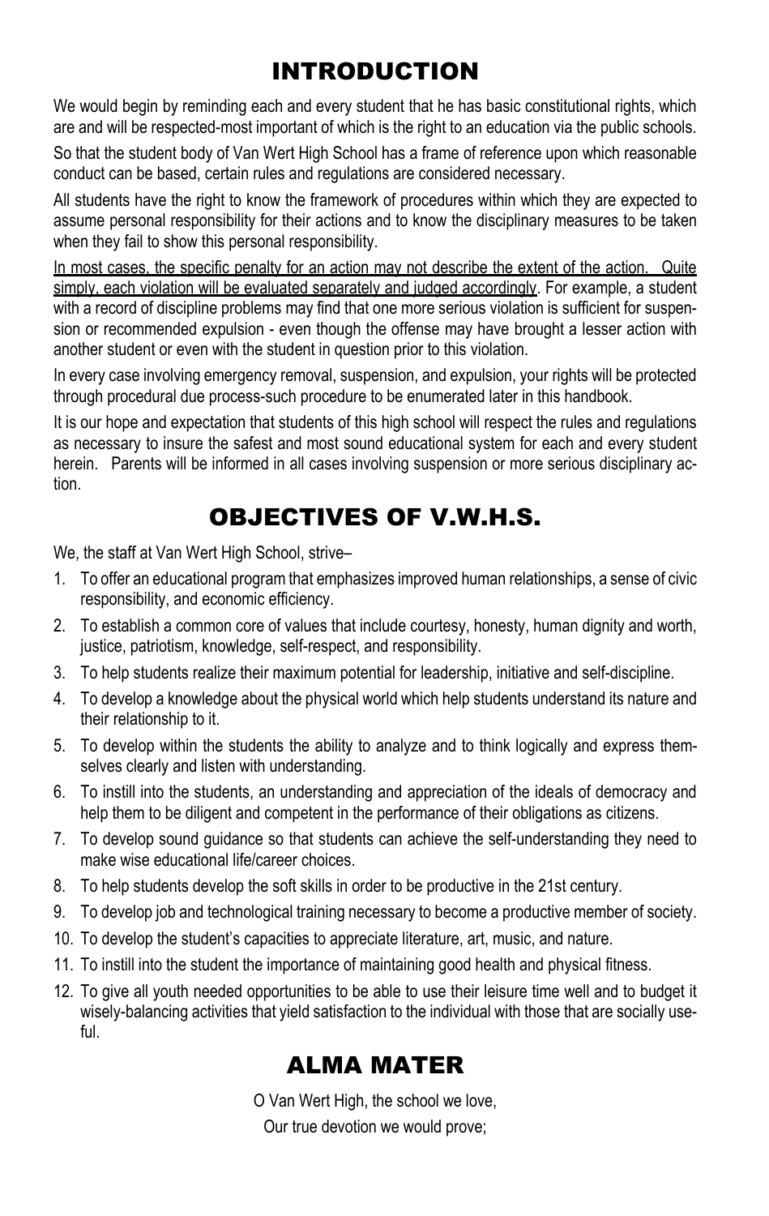# INTRODUCTION

We would begin by reminding each and every student that he has basic constitutional rights, which are and will be respected-most important of which is the right to an education via the public schools.

So that the student body of Van Wert High School has a frame of reference upon which reasonable conduct can be based, certain rules and regulations are considered necessary.

All students have the right to know the framework of procedures within which they are expected to assume personal responsibility for their actions and to know the disciplinary measures to be taken when they fail to show this personal responsibility.

<u>In most cases, the specific penalty for an action may not describe the extent of the action. Quite simply, each violation will be evaluated separately and judged accordingly</u>. For example, a student with a record of discipline problems may find that one more serious violation is sufficient for suspension or recommended expulsion - even though the offense may have brought a lesser action with another student or even with the student in question prior to this violation.

In every case involving emergency removal, suspension, and expulsion, your rights will be protected through procedural due process-such procedure to be enumerated later in this handbook.

It is our hope and expectation that students of this high school will respect the rules and regulations as necessary to insure the safest and most sound educational system for each and every student herein. Parents will be informed in all cases involving suspension or more serious disciplinary action.

# OBJECTIVES OF V.W.H.S.

We, the staff at Van Wert High School, strive–

1. To offer an educational program that emphasizes improved human relationships, a sense of civic responsibility, and economic efficiency.
2. To establish a common core of values that include courtesy, honesty, human dignity and worth, justice, patriotism, knowledge, self-respect, and responsibility.
3. To help students realize their maximum potential for leadership, initiative and self-discipline.
4. To develop a knowledge about the physical world which help students understand its nature and their relationship to it.
5. To develop within the students the ability to analyze and to think logically and express themselves clearly and listen with understanding.
6. To instill into the students, an understanding and appreciation of the ideals of democracy and help them to be diligent and competent in the performance of their obligations as citizens.
7. To develop sound guidance so that students can achieve the self-understanding they need to make wise educational life/career choices.
8. To help students develop the soft skills in order to be productive in the 21st century.
9. To develop job and technological training necessary to become a productive member of society.
10. To develop the student's capacities to appreciate literature, art, music, and nature.
11. To instill into the student the importance of maintaining good health and physical fitness.
12. To give all youth needed opportunities to be able to use their leisure time well and to budget it wisely-balancing activities that yield satisfaction to the individual with those that are socially useful.

# ALMA MATER

O Van Wert High, the school we love,
Our true devotion we would prove;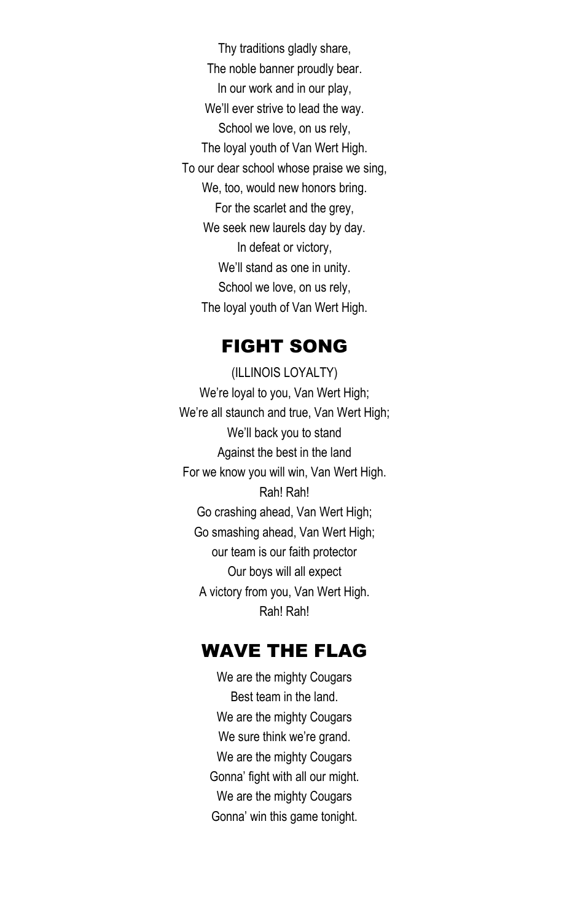Thy traditions gladly share,
The noble banner proudly bear.
In our work and in our play,
We'll ever strive to lead the way.
School we love, on us rely,
The loyal youth of Van Wert High.
To our dear school whose praise we sing,
We, too, would new honors bring.
For the scarlet and the grey,
We seek new laurels day by day.
In defeat or victory,
We'll stand as one in unity.
School we love, on us rely,
The loyal youth of Van Wert High.

## FIGHT SONG

(ILLINOIS LOYALTY)
We're loyal to you, Van Wert High;
We're all staunch and true, Van Wert High;
We'll back you to stand
Against the best in the land
For we know you will win, Van Wert High.
Rah! Rah!
Go crashing ahead, Van Wert High;
Go smashing ahead, Van Wert High;
our team is our faith protector
Our boys will all expect
A victory from you, Van Wert High.
Rah! Rah!

## WAVE THE FLAG

We are the mighty Cougars
Best team in the land.
We are the mighty Cougars
We sure think we're grand.
We are the mighty Cougars
Gonna' fight with all our might.
We are the mighty Cougars
Gonna' win this game tonight.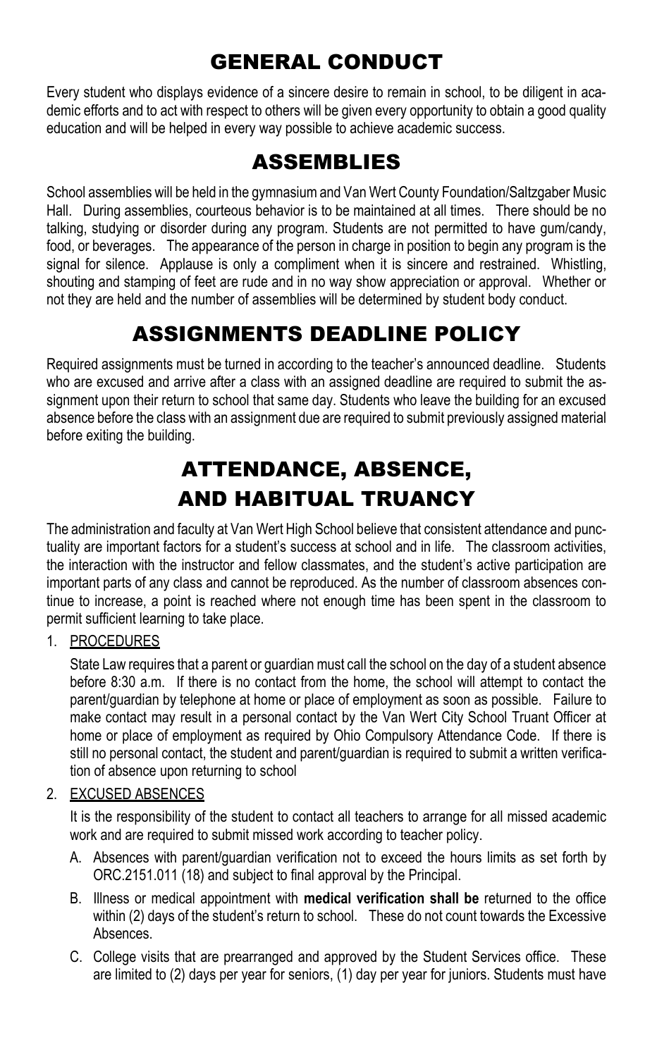# GENERAL CONDUCT

Every student who displays evidence of a sincere desire to remain in school, to be diligent in academic efforts and to act with respect to others will be given every opportunity to obtain a good quality education and will be helped in every way possible to achieve academic success.

# ASSEMBLIES

School assemblies will be held in the gymnasium and Van Wert County Foundation/Saltzgaber Music Hall. During assemblies, courteous behavior is to be maintained at all times. There should be no talking, studying or disorder during any program. Students are not permitted to have gum/candy, food, or beverages. The appearance of the person in charge in position to begin any program is the signal for silence. Applause is only a compliment when it is sincere and restrained. Whistling, shouting and stamping of feet are rude and in no way show appreciation or approval. Whether or not they are held and the number of assemblies will be determined by student body conduct.

# ASSIGNMENTS DEADLINE POLICY

Required assignments must be turned in according to the teacher's announced deadline. Students who are excused and arrive after a class with an assigned deadline are required to submit the assignment upon their return to school that same day. Students who leave the building for an excused absence before the class with an assignment due are required to submit previously assigned material before exiting the building.

# ATTENDANCE, ABSENCE, AND HABITUAL TRUANCY

The administration and faculty at Van Wert High School believe that consistent attendance and punctuality are important factors for a student's success at school and in life. The classroom activities, the interaction with the instructor and fellow classmates, and the student's active participation are important parts of any class and cannot be reproduced. As the number of classroom absences continue to increase, a point is reached where not enough time has been spent in the classroom to permit sufficient learning to take place.

1. <u>PROCEDURES</u>

   State Law requires that a parent or guardian must call the school on the day of a student absence before 8:30 a.m. If there is no contact from the home, the school will attempt to contact the parent/guardian by telephone at home or place of employment as soon as possible. Failure to make contact may result in a personal contact by the Van Wert City School Truant Officer at home or place of employment as required by Ohio Compulsory Attendance Code. If there is still no personal contact, the student and parent/guardian is required to submit a written verification of absence upon returning to school

2. <u>EXCUSED ABSENCES</u>

   It is the responsibility of the student to contact all teachers to arrange for all missed academic work and are required to submit missed work according to teacher policy.

   A. Absences with parent/guardian verification not to exceed the hours limits as set forth by ORC.2151.011 (18) and subject to final approval by the Principal.

   B. Illness or medical appointment with **medical verification shall be** returned to the office within (2) days of the student's return to school. These do not count towards the Excessive Absences.

   C. College visits that are prearranged and approved by the Student Services office. These are limited to (2) days per year for seniors, (1) day per year for juniors. Students must have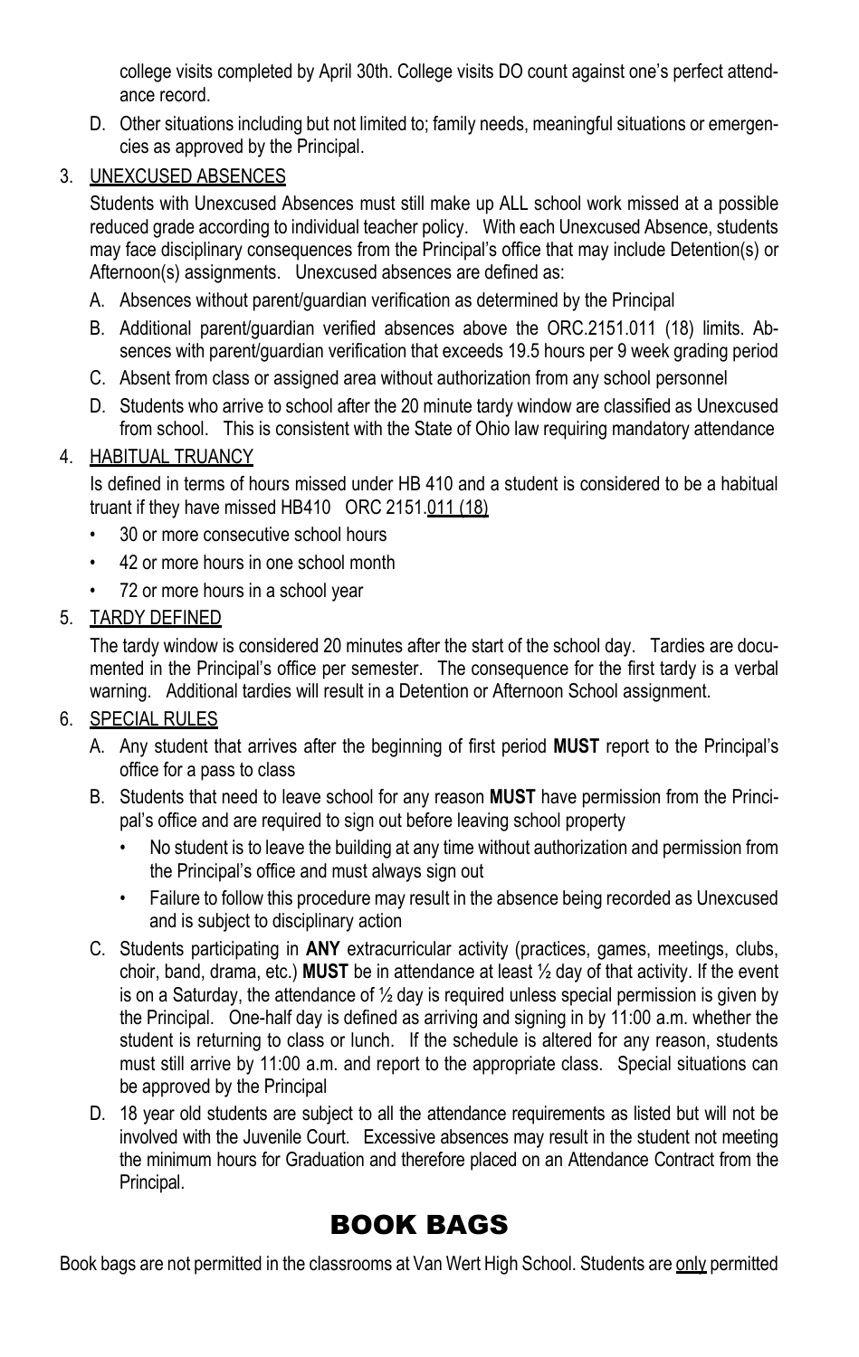college visits completed by April 30th. College visits DO count against one's perfect attendance record.

D. Other situations including but not limited to; family needs, meaningful situations or emergencies as approved by the Principal.

3. UNEXCUSED ABSENCES

Students with Unexcused Absences must still make up ALL school work missed at a possible reduced grade according to individual teacher policy. With each Unexcused Absence, students may face disciplinary consequences from the Principal's office that may include Detention(s) or Afternoon(s) assignments. Unexcused absences are defined as:

A. Absences without parent/guardian verification as determined by the Principal
B. Additional parent/guardian verified absences above the ORC.2151.011 (18) limits. Absences with parent/guardian verification that exceeds 19.5 hours per 9 week grading period
C. Absent from class or assigned area without authorization from any school personnel
D. Students who arrive to school after the 20 minute tardy window are classified as Unexcused from school. This is consistent with the State of Ohio law requiring mandatory attendance

4. HABITUAL TRUANCY

Is defined in terms of hours missed under HB 410 and a student is considered to be a habitual truant if they have missed HB410 ORC 2151.011 (18)

- 30 or more consecutive school hours
- 42 or more hours in one school month
- 72 or more hours in a school year

5. TARDY DEFINED

The tardy window is considered 20 minutes after the start of the school day. Tardies are documented in the Principal's office per semester. The consequence for the first tardy is a verbal warning. Additional tardies will result in a Detention or Afternoon School assignment.

6. SPECIAL RULES

A. Any student that arrives after the beginning of first period **MUST** report to the Principal's office for a pass to class
B. Students that need to leave school for any reason **MUST** have permission from the Principal's office and are required to sign out before leaving school property
   - No student is to leave the building at any time without authorization and permission from the Principal's office and must always sign out
   - Failure to follow this procedure may result in the absence being recorded as Unexcused and is subject to disciplinary action
C. Students participating in **ANY** extracurricular activity (practices, games, meetings, clubs, choir, band, drama, etc.) **MUST** be in attendance at least ½ day of that activity. If the event is on a Saturday, the attendance of ½ day is required unless special permission is given by the Principal. One-half day is defined as arriving and signing in by 11:00 a.m. whether the student is returning to class or lunch. If the schedule is altered for any reason, students must still arrive by 11:00 a.m. and report to the appropriate class. Special situations can be approved by the Principal
D. 18 year old students are subject to all the attendance requirements as listed but will not be involved with the Juvenile Court. Excessive absences may result in the student not meeting the minimum hours for Graduation and therefore placed on an Attendance Contract from the Principal.

# BOOK BAGS

Book bags are not permitted in the classrooms at Van Wert High School. Students are only permitted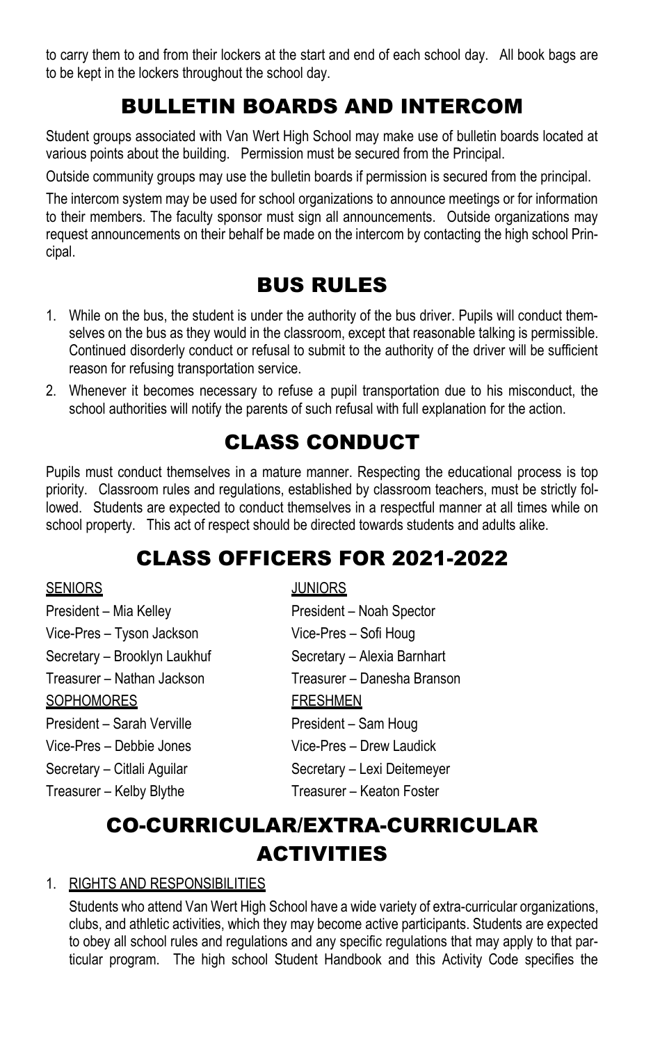to carry them to and from their lockers at the start and end of each school day. All book bags are to be kept in the lockers throughout the school day.

# BULLETIN BOARDS AND INTERCOM

Student groups associated with Van Wert High School may make use of bulletin boards located at various points about the building. Permission must be secured from the Principal.

Outside community groups may use the bulletin boards if permission is secured from the principal.

The intercom system may be used for school organizations to announce meetings or for information to their members. The faculty sponsor must sign all announcements. Outside organizations may request announcements on their behalf be made on the intercom by contacting the high school Principal.

# BUS RULES

1. While on the bus, the student is under the authority of the bus driver. Pupils will conduct themselves on the bus as they would in the classroom, except that reasonable talking is permissible. Continued disorderly conduct or refusal to submit to the authority of the driver will be sufficient reason for refusing transportation service.
2. Whenever it becomes necessary to refuse a pupil transportation due to his misconduct, the school authorities will notify the parents of such refusal with full explanation for the action.

# CLASS CONDUCT

Pupils must conduct themselves in a mature manner. Respecting the educational process is top priority. Classroom rules and regulations, established by classroom teachers, must be strictly followed. Students are expected to conduct themselves in a respectful manner at all times while on school property. This act of respect should be directed towards students and adults alike.

# CLASS OFFICERS FOR 2021-2022

SENIORS

President – Mia Kelley
Vice-Pres – Tyson Jackson
Secretary – Brooklyn Laukhuf
Treasurer – Nathan Jackson

JUNIORS

President – Noah Spector
Vice-Pres – Sofi Houg
Secretary – Alexia Barnhart
Treasurer – Danesha Branson

SOPHOMORES

President – Sarah Verville
Vice-Pres – Debbie Jones
Secretary – Citlali Aguilar
Treasurer – Kelby Blythe

FRESHMEN

President – Sam Houg
Vice-Pres – Drew Laudick
Secretary – Lexi Deitemeyer
Treasurer – Keaton Foster

# CO-CURRICULAR/EXTRA-CURRICULAR ACTIVITIES

1. RIGHTS AND RESPONSIBILITIES

   Students who attend Van Wert High School have a wide variety of extra-curricular organizations, clubs, and athletic activities, which they may become active participants. Students are expected to obey all school rules and regulations and any specific regulations that may apply to that particular program. The high school Student Handbook and this Activity Code specifies the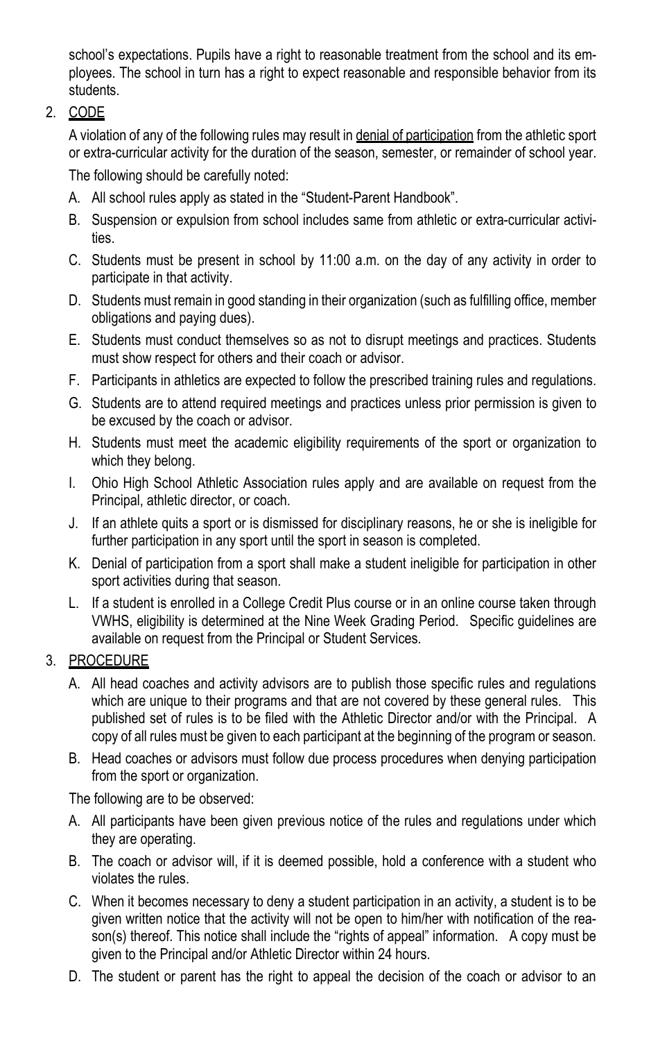school's expectations. Pupils have a right to reasonable treatment from the school and its employees. The school in turn has a right to expect reasonable and responsible behavior from its students.

2. <u>CODE</u>

   A violation of any of the following rules may result in <u>denial of participation</u> from the athletic sport or extra-curricular activity for the duration of the season, semester, or remainder of school year.

   The following should be carefully noted:

   A. All school rules apply as stated in the "Student-Parent Handbook".

   B. Suspension or expulsion from school includes same from athletic or extra-curricular activities.

   C. Students must be present in school by 11:00 a.m. on the day of any activity in order to participate in that activity.

   D. Students must remain in good standing in their organization (such as fulfilling office, member obligations and paying dues).

   E. Students must conduct themselves so as not to disrupt meetings and practices. Students must show respect for others and their coach or advisor.

   F. Participants in athletics are expected to follow the prescribed training rules and regulations.

   G. Students are to attend required meetings and practices unless prior permission is given to be excused by the coach or advisor.

   H. Students must meet the academic eligibility requirements of the sport or organization to which they belong.

   I. Ohio High School Athletic Association rules apply and are available on request from the Principal, athletic director, or coach.

   J. If an athlete quits a sport or is dismissed for disciplinary reasons, he or she is ineligible for further participation in any sport until the sport in season is completed.

   K. Denial of participation from a sport shall make a student ineligible for participation in other sport activities during that season.

   L. If a student is enrolled in a College Credit Plus course or in an online course taken through VWHS, eligibility is determined at the Nine Week Grading Period. Specific guidelines are available on request from the Principal or Student Services.

3. <u>PROCEDURE</u>

   A. All head coaches and activity advisors are to publish those specific rules and regulations which are unique to their programs and that are not covered by these general rules. This published set of rules is to be filed with the Athletic Director and/or with the Principal. A copy of all rules must be given to each participant at the beginning of the program or season.

   B. Head coaches or advisors must follow due process procedures when denying participation from the sport or organization.

   The following are to be observed:

   A. All participants have been given previous notice of the rules and regulations under which they are operating.

   B. The coach or advisor will, if it is deemed possible, hold a conference with a student who violates the rules.

   C. When it becomes necessary to deny a student participation in an activity, a student is to be given written notice that the activity will not be open to him/her with notification of the reason(s) thereof. This notice shall include the "rights of appeal" information. A copy must be given to the Principal and/or Athletic Director within 24 hours.

   D. The student or parent has the right to appeal the decision of the coach or advisor to an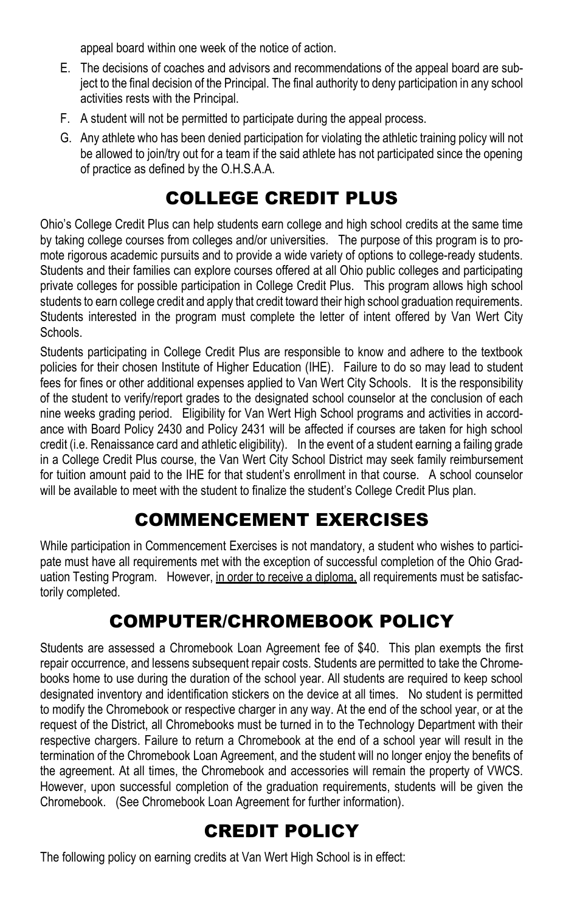appeal board within one week of the notice of action.

E. The decisions of coaches and advisors and recommendations of the appeal board are subject to the final decision of the Principal. The final authority to deny participation in any school activities rests with the Principal.
F. A student will not be permitted to participate during the appeal process.
G. Any athlete who has been denied participation for violating the athletic training policy will not be allowed to join/try out for a team if the said athlete has not participated since the opening of practice as defined by the O.H.S.A.A.

# COLLEGE CREDIT PLUS

Ohio's College Credit Plus can help students earn college and high school credits at the same time by taking college courses from colleges and/or universities. The purpose of this program is to promote rigorous academic pursuits and to provide a wide variety of options to college-ready students. Students and their families can explore courses offered at all Ohio public colleges and participating private colleges for possible participation in College Credit Plus. This program allows high school students to earn college credit and apply that credit toward their high school graduation requirements. Students interested in the program must complete the letter of intent offered by Van Wert City Schools.

Students participating in College Credit Plus are responsible to know and adhere to the textbook policies for their chosen Institute of Higher Education (IHE). Failure to do so may lead to student fees for fines or other additional expenses applied to Van Wert City Schools. It is the responsibility of the student to verify/report grades to the designated school counselor at the conclusion of each nine weeks grading period. Eligibility for Van Wert High School programs and activities in accordance with Board Policy 2430 and Policy 2431 will be affected if courses are taken for high school credit (i.e. Renaissance card and athletic eligibility). In the event of a student earning a failing grade in a College Credit Plus course, the Van Wert City School District may seek family reimbursement for tuition amount paid to the IHE for that student's enrollment in that course. A school counselor will be available to meet with the student to finalize the student's College Credit Plus plan.

# COMMENCEMENT EXERCISES

While participation in Commencement Exercises is not mandatory, a student who wishes to participate must have all requirements met with the exception of successful completion of the Ohio Graduation Testing Program. However, <u>in order to receive a diploma,</u> all requirements must be satisfactorily completed.

# COMPUTER/CHROMEBOOK POLICY

Students are assessed a Chromebook Loan Agreement fee of $40. This plan exempts the first repair occurrence, and lessens subsequent repair costs. Students are permitted to take the Chromebooks home to use during the duration of the school year. All students are required to keep school designated inventory and identification stickers on the device at all times. No student is permitted to modify the Chromebook or respective charger in any way. At the end of the school year, or at the request of the District, all Chromebooks must be turned in to the Technology Department with their respective chargers. Failure to return a Chromebook at the end of a school year will result in the termination of the Chromebook Loan Agreement, and the student will no longer enjoy the benefits of the agreement. At all times, the Chromebook and accessories will remain the property of VWCS. However, upon successful completion of the graduation requirements, students will be given the Chromebook. (See Chromebook Loan Agreement for further information).

# CREDIT POLICY

The following policy on earning credits at Van Wert High School is in effect: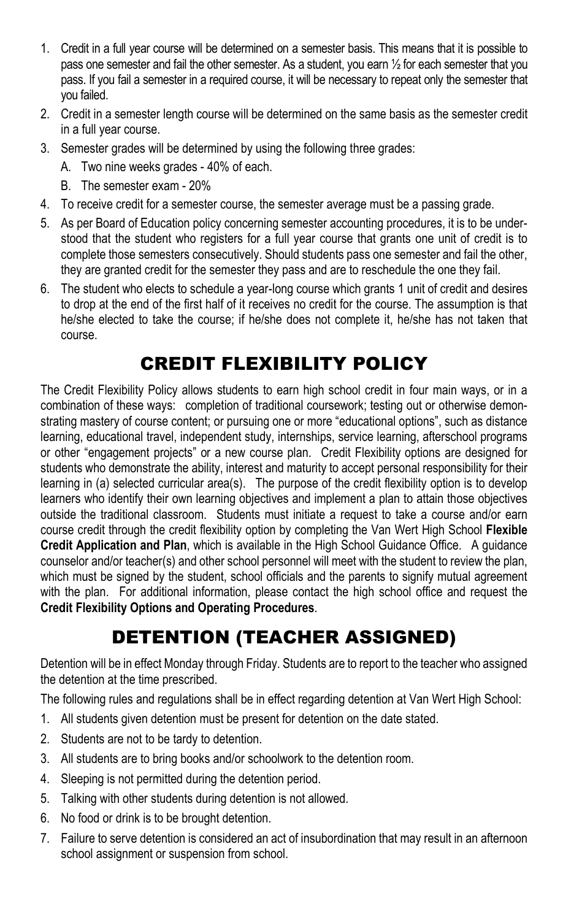1. Credit in a full year course will be determined on a semester basis. This means that it is possible to pass one semester and fail the other semester. As a student, you earn ½ for each semester that you pass. If you fail a semester in a required course, it will be necessary to repeat only the semester that you failed.
2. Credit in a semester length course will be determined on the same basis as the semester credit in a full year course.
3. Semester grades will be determined by using the following three grades:
   A. Two nine weeks grades - 40% of each.
   B. The semester exam - 20%
4. To receive credit for a semester course, the semester average must be a passing grade.
5. As per Board of Education policy concerning semester accounting procedures, it is to be understood that the student who registers for a full year course that grants one unit of credit is to complete those semesters consecutively. Should students pass one semester and fail the other, they are granted credit for the semester they pass and are to reschedule the one they fail.
6. The student who elects to schedule a year-long course which grants 1 unit of credit and desires to drop at the end of the first half of it receives no credit for the course. The assumption is that he/she elected to take the course; if he/she does not complete it, he/she has not taken that course.

# CREDIT FLEXIBILITY POLICY

The Credit Flexibility Policy allows students to earn high school credit in four main ways, or in a combination of these ways: completion of traditional coursework; testing out or otherwise demonstrating mastery of course content; or pursuing one or more "educational options", such as distance learning, educational travel, independent study, internships, service learning, afterschool programs or other "engagement projects" or a new course plan. Credit Flexibility options are designed for students who demonstrate the ability, interest and maturity to accept personal responsibility for their learning in (a) selected curricular area(s). The purpose of the credit flexibility option is to develop learners who identify their own learning objectives and implement a plan to attain those objectives outside the traditional classroom. Students must initiate a request to take a course and/or earn course credit through the credit flexibility option by completing the Van Wert High School **Flexible Credit Application and Plan**, which is available in the High School Guidance Office. A guidance counselor and/or teacher(s) and other school personnel will meet with the student to review the plan, which must be signed by the student, school officials and the parents to signify mutual agreement with the plan. For additional information, please contact the high school office and request the **Credit Flexibility Options and Operating Procedures**.

# DETENTION (TEACHER ASSIGNED)

Detention will be in effect Monday through Friday. Students are to report to the teacher who assigned the detention at the time prescribed.

The following rules and regulations shall be in effect regarding detention at Van Wert High School:

1. All students given detention must be present for detention on the date stated.
2. Students are not to be tardy to detention.
3. All students are to bring books and/or schoolwork to the detention room.
4. Sleeping is not permitted during the detention period.
5. Talking with other students during detention is not allowed.
6. No food or drink is to be brought detention.
7. Failure to serve detention is considered an act of insubordination that may result in an afternoon school assignment or suspension from school.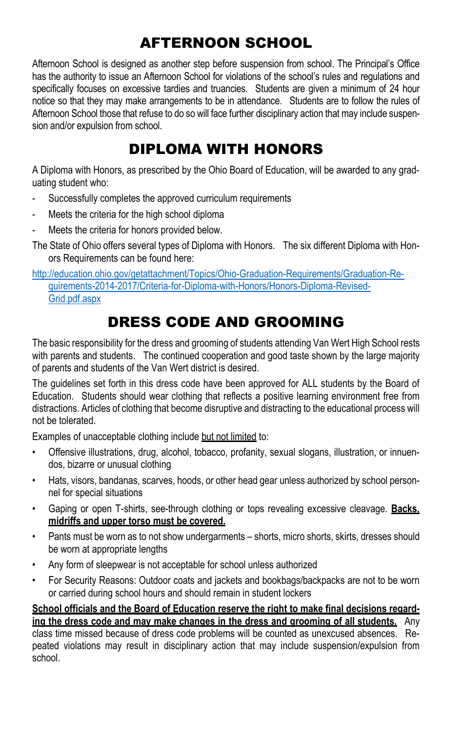# AFTERNOON SCHOOL

Afternoon School is designed as another step before suspension from school. The Principal's Office has the authority to issue an Afternoon School for violations of the school's rules and regulations and specifically focuses on excessive tardies and truancies. Students are given a minimum of 24 hour notice so that they may make arrangements to be in attendance. Students are to follow the rules of Afternoon School those that refuse to do so will face further disciplinary action that may include suspension and/or expulsion from school.

# DIPLOMA WITH HONORS

A Diploma with Honors, as prescribed by the Ohio Board of Education, will be awarded to any graduating student who:

- Successfully completes the approved curriculum requirements
- Meets the criteria for the high school diploma
- Meets the criteria for honors provided below.

The State of Ohio offers several types of Diploma with Honors. The six different Diploma with Honors Requirements can be found here:

http://education.ohio.gov/getattachment/Topics/Ohio-Graduation-Requirements/Graduation-Requirements-2014-2017/Criteria-for-Diploma-with-Honors/Honors-Diploma-Revised-Grid.pdf.aspx

# DRESS CODE AND GROOMING

The basic responsibility for the dress and grooming of students attending Van Wert High School rests with parents and students. The continued cooperation and good taste shown by the large majority of parents and students of the Van Wert district is desired.

The guidelines set forth in this dress code have been approved for ALL students by the Board of Education. Students should wear clothing that reflects a positive learning environment free from distractions. Articles of clothing that become disruptive and distracting to the educational process will not be tolerated.

Examples of unacceptable clothing include but not limited to:

- Offensive illustrations, drug, alcohol, tobacco, profanity, sexual slogans, illustration, or innuendos, bizarre or unusual clothing
- Hats, visors, bandanas, scarves, hoods, or other head gear unless authorized by school personnel for special situations
- Gaping or open T-shirts, see-through clothing or tops revealing excessive cleavage. **Backs, midriffs and upper torso must be covered.**
- Pants must be worn as to not show undergarments – shorts, micro shorts, skirts, dresses should be worn at appropriate lengths
- Any form of sleepwear is not acceptable for school unless authorized
- For Security Reasons: Outdoor coats and jackets and bookbags/backpacks are not to be worn or carried during school hours and should remain in student lockers

**School officials and the Board of Education reserve the right to make final decisions regarding the dress code and may make changes in the dress and grooming of all students.** Any class time missed because of dress code problems will be counted as unexcused absences. Repeated violations may result in disciplinary action that may include suspension/expulsion from school.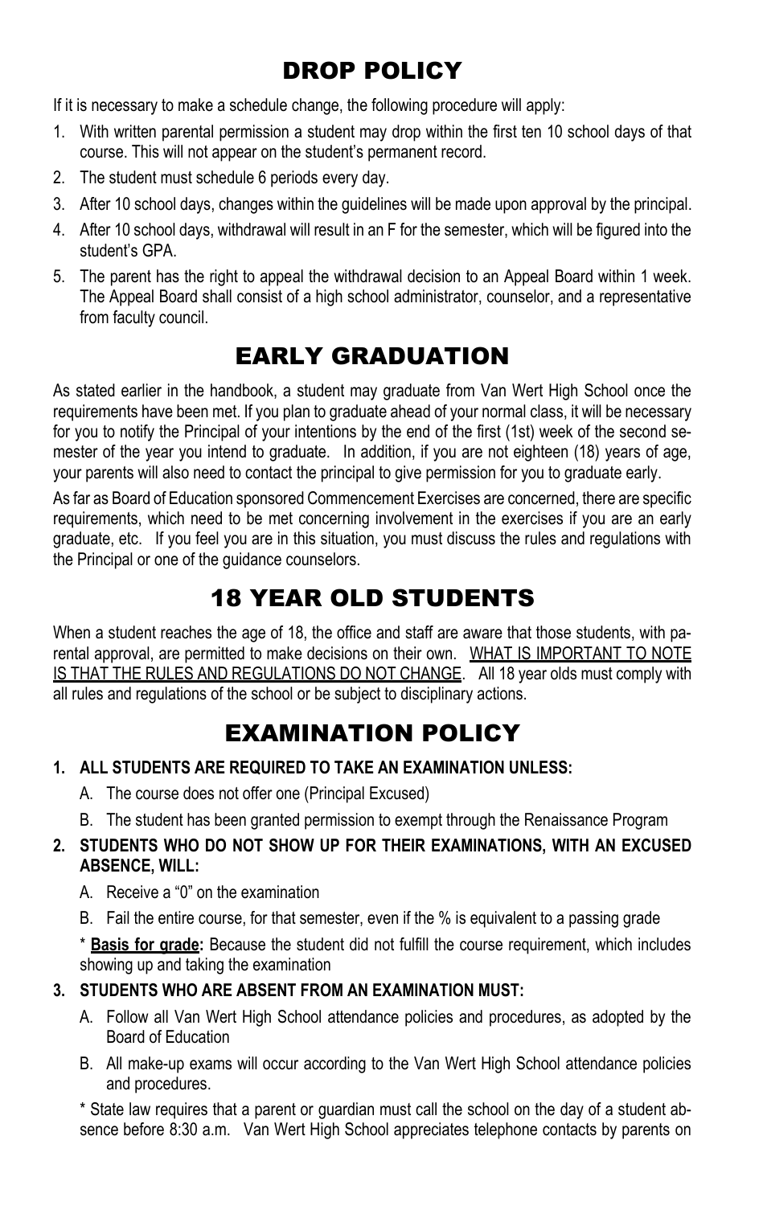# DROP POLICY

If it is necessary to make a schedule change, the following procedure will apply:

1. With written parental permission a student may drop within the first ten 10 school days of that course. This will not appear on the student's permanent record.
2. The student must schedule 6 periods every day.
3. After 10 school days, changes within the guidelines will be made upon approval by the principal.
4. After 10 school days, withdrawal will result in an F for the semester, which will be figured into the student's GPA.
5. The parent has the right to appeal the withdrawal decision to an Appeal Board within 1 week. The Appeal Board shall consist of a high school administrator, counselor, and a representative from faculty council.

# EARLY GRADUATION

As stated earlier in the handbook, a student may graduate from Van Wert High School once the requirements have been met. If you plan to graduate ahead of your normal class, it will be necessary for you to notify the Principal of your intentions by the end of the first (1st) week of the second semester of the year you intend to graduate. In addition, if you are not eighteen (18) years of age, your parents will also need to contact the principal to give permission for you to graduate early.

As far as Board of Education sponsored Commencement Exercises are concerned, there are specific requirements, which need to be met concerning involvement in the exercises if you are an early graduate, etc. If you feel you are in this situation, you must discuss the rules and regulations with the Principal or one of the guidance counselors.

# 18 YEAR OLD STUDENTS

When a student reaches the age of 18, the office and staff are aware that those students, with parental approval, are permitted to make decisions on their own. WHAT IS IMPORTANT TO NOTE IS THAT THE RULES AND REGULATIONS DO NOT CHANGE. All 18 year olds must comply with all rules and regulations of the school or be subject to disciplinary actions.

# EXAMINATION POLICY

1. **ALL STUDENTS ARE REQUIRED TO TAKE AN EXAMINATION UNLESS:**
   A. The course does not offer one (Principal Excused)
   B. The student has been granted permission to exempt through the Renaissance Program
2. **STUDENTS WHO DO NOT SHOW UP FOR THEIR EXAMINATIONS, WITH AN EXCUSED ABSENCE, WILL:**
   A. Receive a "0" on the examination
   B. Fail the entire course, for that semester, even if the % is equivalent to a passing grade

   * **Basis for grade:** Because the student did not fulfill the course requirement, which includes showing up and taking the examination
3. **STUDENTS WHO ARE ABSENT FROM AN EXAMINATION MUST:**
   A. Follow all Van Wert High School attendance policies and procedures, as adopted by the Board of Education
   B. All make-up exams will occur according to the Van Wert High School attendance policies and procedures.

   * State law requires that a parent or guardian must call the school on the day of a student absence before 8:30 a.m. Van Wert High School appreciates telephone contacts by parents on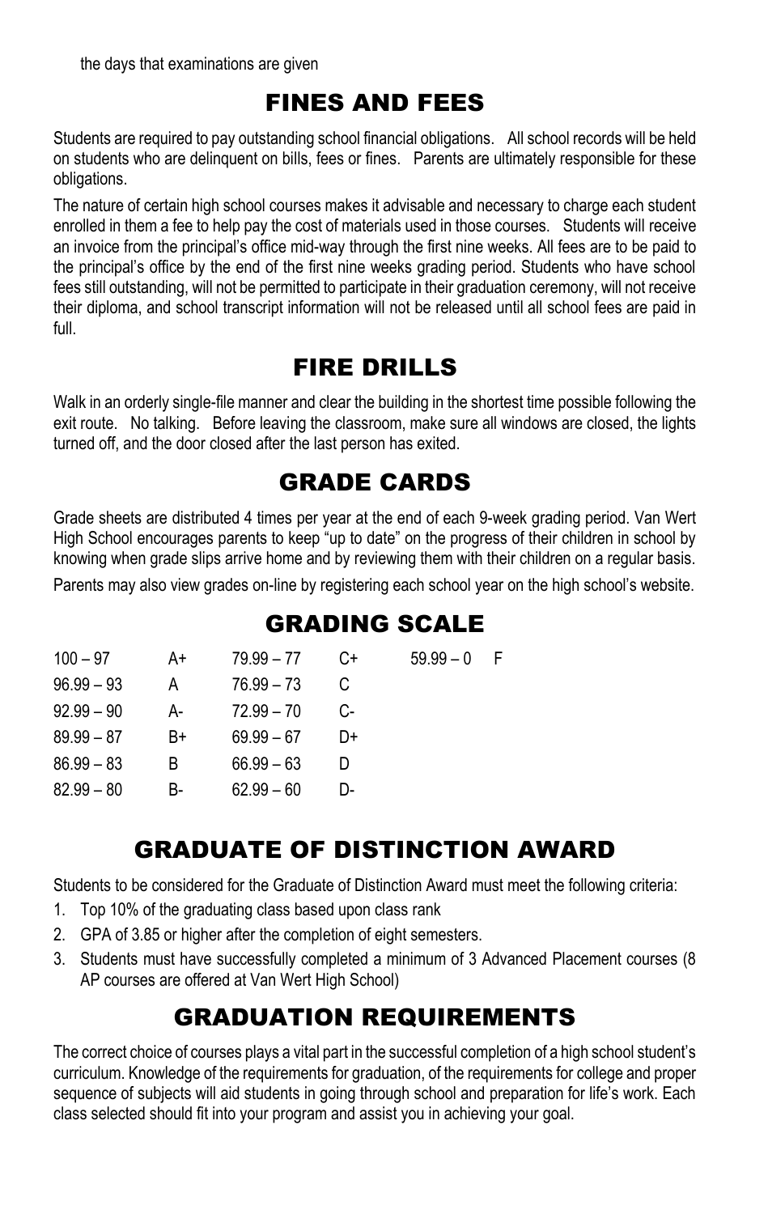the days that examinations are given

## FINES AND FEES

Students are required to pay outstanding school financial obligations. All school records will be held on students who are delinquent on bills, fees or fines. Parents are ultimately responsible for these obligations.

The nature of certain high school courses makes it advisable and necessary to charge each student enrolled in them a fee to help pay the cost of materials used in those courses. Students will receive an invoice from the principal's office mid-way through the first nine weeks. All fees are to be paid to the principal's office by the end of the first nine weeks grading period. Students who have school fees still outstanding, will not be permitted to participate in their graduation ceremony, will not receive their diploma, and school transcript information will not be released until all school fees are paid in full.

## FIRE DRILLS

Walk in an orderly single-file manner and clear the building in the shortest time possible following the exit route. No talking. Before leaving the classroom, make sure all windows are closed, the lights turned off, and the door closed after the last person has exited.

## GRADE CARDS

Grade sheets are distributed 4 times per year at the end of each 9-week grading period. Van Wert High School encourages parents to keep "up to date" on the progress of their children in school by knowing when grade slips arrive home and by reviewing them with their children on a regular basis.

Parents may also view grades on-line by registering each school year on the high school's website.

## GRADING SCALE

| | | | | | |
|---|---|---|---|---|---|
| 100 – 97 | A+ | 79.99 – 77 | C+ | 59.99 – 0 | F |
| 96.99 – 93 | A | 76.99 – 73 | C | | |
| 92.99 – 90 | A- | 72.99 – 70 | C- | | |
| 89.99 – 87 | B+ | 69.99 – 67 | D+ | | |
| 86.99 – 83 | B | 66.99 – 63 | D | | |
| 82.99 – 80 | B- | 62.99 – 60 | D- | | |

## GRADUATE OF DISTINCTION AWARD

Students to be considered for the Graduate of Distinction Award must meet the following criteria:

1. Top 10% of the graduating class based upon class rank
2. GPA of 3.85 or higher after the completion of eight semesters.
3. Students must have successfully completed a minimum of 3 Advanced Placement courses (8 AP courses are offered at Van Wert High School)

## GRADUATION REQUIREMENTS

The correct choice of courses plays a vital part in the successful completion of a high school student's curriculum. Knowledge of the requirements for graduation, of the requirements for college and proper sequence of subjects will aid students in going through school and preparation for life's work. Each class selected should fit into your program and assist you in achieving your goal.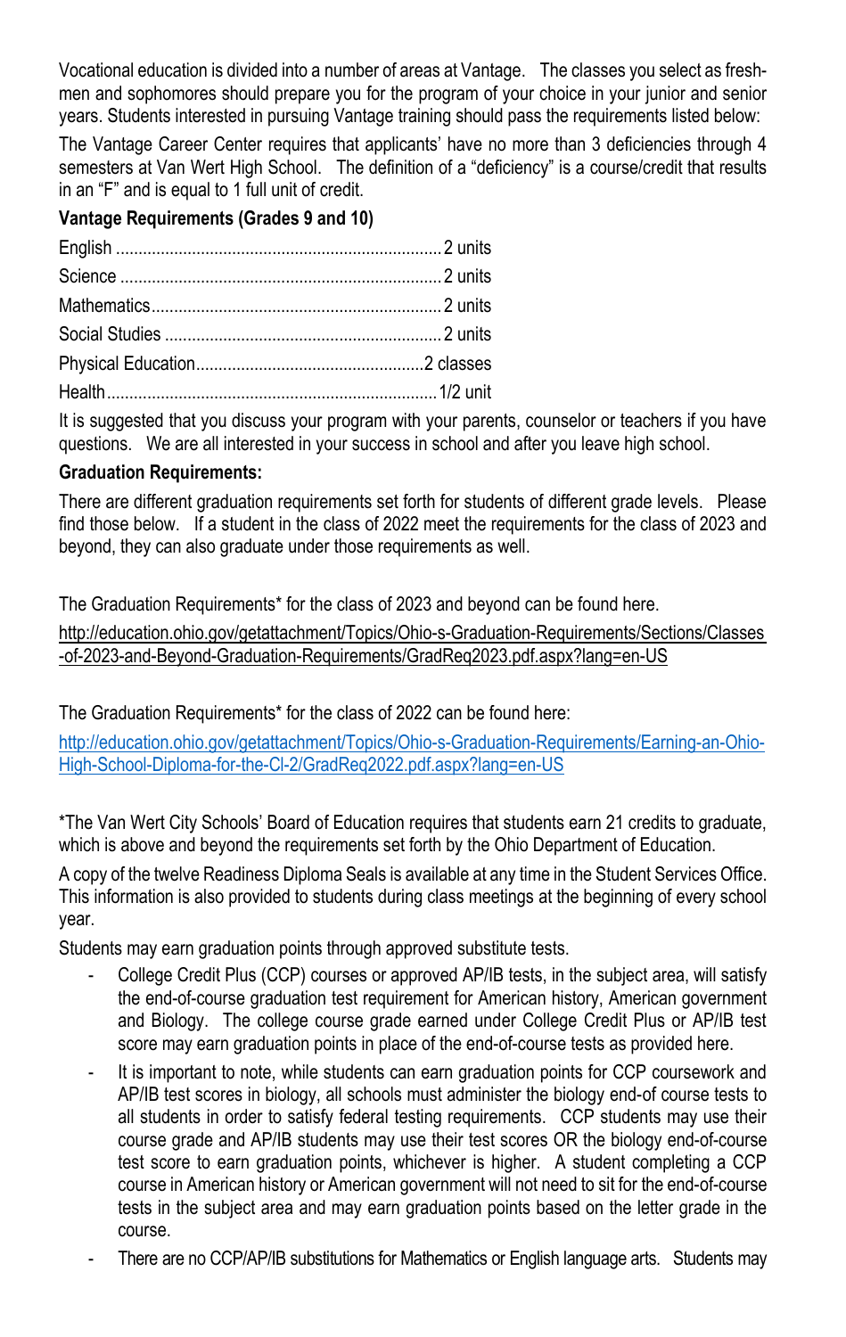Vocational education is divided into a number of areas at Vantage. The classes you select as freshmen and sophomores should prepare you for the program of your choice in your junior and senior years. Students interested in pursuing Vantage training should pass the requirements listed below:

The Vantage Career Center requires that applicants' have no more than 3 deficiencies through 4 semesters at Van Wert High School. The definition of a "deficiency" is a course/credit that results in an "F" and is equal to 1 full unit of credit.

**Vantage Requirements (Grades 9 and 10)**

| | |
|---|---|
| English | 2 units |
| Science | 2 units |
| Mathematics | 2 units |
| Social Studies | 2 units |
| Physical Education | 2 classes |
| Health | 1/2 unit |

It is suggested that you discuss your program with your parents, counselor or teachers if you have questions. We are all interested in your success in school and after you leave high school.

**Graduation Requirements:**

There are different graduation requirements set forth for students of different grade levels. Please find those below. If a student in the class of 2022 meet the requirements for the class of 2023 and beyond, they can also graduate under those requirements as well.

The Graduation Requirements* for the class of 2023 and beyond can be found here.

http://education.ohio.gov/getattachment/Topics/Ohio-s-Graduation-Requirements/Sections/Classes-of-2023-and-Beyond-Graduation-Requirements/GradReq2023.pdf.aspx?lang=en-US

The Graduation Requirements* for the class of 2022 can be found here:

http://education.ohio.gov/getattachment/Topics/Ohio-s-Graduation-Requirements/Earning-an-Ohio-High-School-Diploma-for-the-Cl-2/GradReq2022.pdf.aspx?lang=en-US

*The Van Wert City Schools' Board of Education requires that students earn 21 credits to graduate, which is above and beyond the requirements set forth by the Ohio Department of Education.

A copy of the twelve Readiness Diploma Seals is available at any time in the Student Services Office. This information is also provided to students during class meetings at the beginning of every school year.

Students may earn graduation points through approved substitute tests.

- College Credit Plus (CCP) courses or approved AP/IB tests, in the subject area, will satisfy the end-of-course graduation test requirement for American history, American government and Biology. The college course grade earned under College Credit Plus or AP/IB test score may earn graduation points in place of the end-of-course tests as provided here.
- It is important to note, while students can earn graduation points for CCP coursework and AP/IB test scores in biology, all schools must administer the biology end-of course tests to all students in order to satisfy federal testing requirements. CCP students may use their course grade and AP/IB students may use their test scores OR the biology end-of-course test score to earn graduation points, whichever is higher. A student completing a CCP course in American history or American government will not need to sit for the end-of-course tests in the subject area and may earn graduation points based on the letter grade in the course.
- There are no CCP/AP/IB substitutions for Mathematics or English language arts. Students may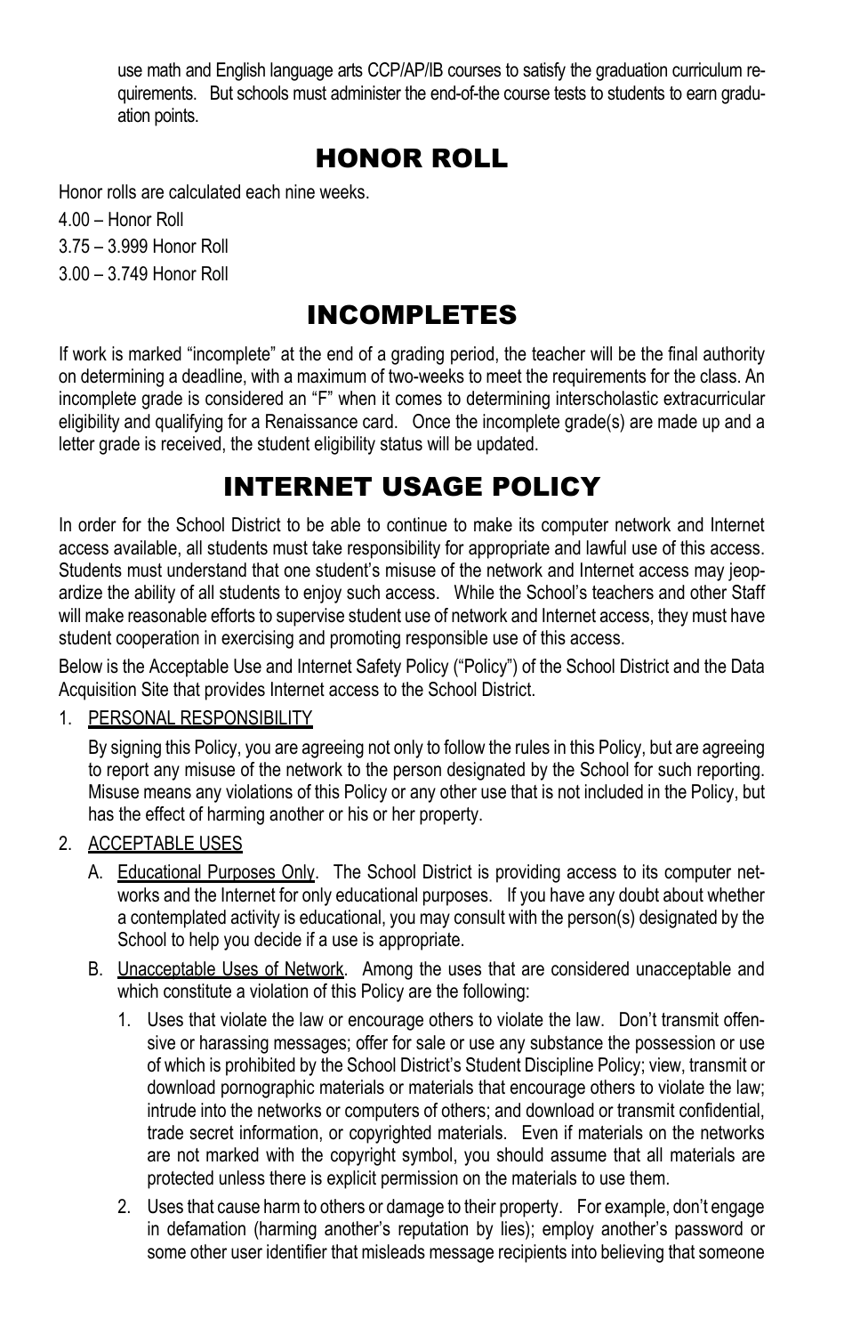use math and English language arts CCP/AP/IB courses to satisfy the graduation curriculum requirements. But schools must administer the end-of-the course tests to students to earn graduation points.

# HONOR ROLL

Honor rolls are calculated each nine weeks.

4.00 – Honor Roll

3.75 – 3.999 Honor Roll

3.00 – 3.749 Honor Roll

# INCOMPLETES

If work is marked "incomplete" at the end of a grading period, the teacher will be the final authority on determining a deadline, with a maximum of two-weeks to meet the requirements for the class. An incomplete grade is considered an "F" when it comes to determining interscholastic extracurricular eligibility and qualifying for a Renaissance card. Once the incomplete grade(s) are made up and a letter grade is received, the student eligibility status will be updated.

# INTERNET USAGE POLICY

In order for the School District to be able to continue to make its computer network and Internet access available, all students must take responsibility for appropriate and lawful use of this access. Students must understand that one student's misuse of the network and Internet access may jeopardize the ability of all students to enjoy such access. While the School's teachers and other Staff will make reasonable efforts to supervise student use of network and Internet access, they must have student cooperation in exercising and promoting responsible use of this access.

Below is the Acceptable Use and Internet Safety Policy ("Policy") of the School District and the Data Acquisition Site that provides Internet access to the School District.

1. PERSONAL RESPONSIBILITY

   By signing this Policy, you are agreeing not only to follow the rules in this Policy, but are agreeing to report any misuse of the network to the person designated by the School for such reporting. Misuse means any violations of this Policy or any other use that is not included in the Policy, but has the effect of harming another or his or her property.

2. ACCEPTABLE USES

   A. Educational Purposes Only. The School District is providing access to its computer networks and the Internet for only educational purposes. If you have any doubt about whether a contemplated activity is educational, you may consult with the person(s) designated by the School to help you decide if a use is appropriate.

   B. Unacceptable Uses of Network. Among the uses that are considered unacceptable and which constitute a violation of this Policy are the following:

      1. Uses that violate the law or encourage others to violate the law. Don't transmit offensive or harassing messages; offer for sale or use any substance the possession or use of which is prohibited by the School District's Student Discipline Policy; view, transmit or download pornographic materials or materials that encourage others to violate the law; intrude into the networks or computers of others; and download or transmit confidential, trade secret information, or copyrighted materials. Even if materials on the networks are not marked with the copyright symbol, you should assume that all materials are protected unless there is explicit permission on the materials to use them.

      2. Uses that cause harm to others or damage to their property. For example, don't engage in defamation (harming another's reputation by lies); employ another's password or some other user identifier that misleads message recipients into believing that someone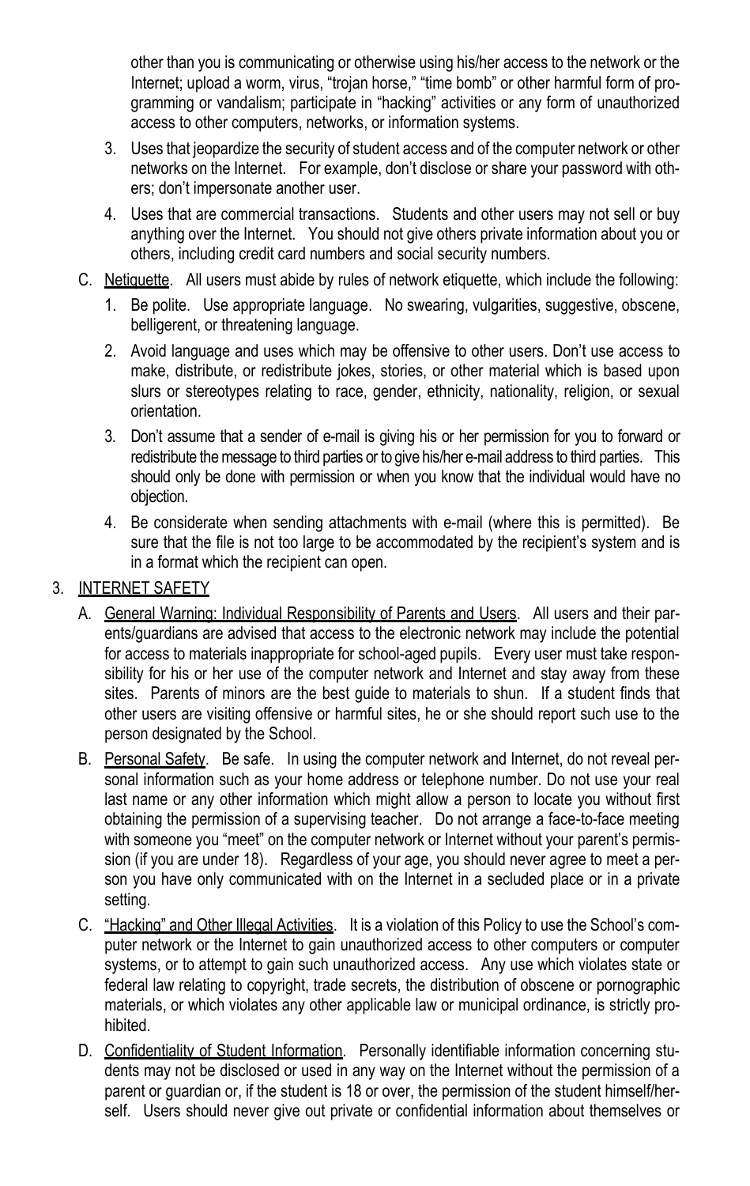other than you is communicating or otherwise using his/her access to the network or the Internet; upload a worm, virus, "trojan horse," "time bomb" or other harmful form of programming or vandalism; participate in "hacking" activities or any form of unauthorized access to other computers, networks, or information systems.

3. Uses that jeopardize the security of student access and of the computer network or other networks on the Internet. For example, don't disclose or share your password with others; don't impersonate another user.
4. Uses that are commercial transactions. Students and other users may not sell or buy anything over the Internet. You should not give others private information about you or others, including credit card numbers and social security numbers.

C. Netiquette. All users must abide by rules of network etiquette, which include the following:

1. Be polite. Use appropriate language. No swearing, vulgarities, suggestive, obscene, belligerent, or threatening language.
2. Avoid language and uses which may be offensive to other users. Don't use access to make, distribute, or redistribute jokes, stories, or other material which is based upon slurs or stereotypes relating to race, gender, ethnicity, nationality, religion, or sexual orientation.
3. Don't assume that a sender of e-mail is giving his or her permission for you to forward or redistribute the message to third parties or to give his/her e-mail address to third parties. This should only be done with permission or when you know that the individual would have no objection.
4. Be considerate when sending attachments with e-mail (where this is permitted). Be sure that the file is not too large to be accommodated by the recipient's system and is in a format which the recipient can open.

3. INTERNET SAFETY

A. General Warning: Individual Responsibility of Parents and Users. All users and their parents/guardians are advised that access to the electronic network may include the potential for access to materials inappropriate for school-aged pupils. Every user must take responsibility for his or her use of the computer network and Internet and stay away from these sites. Parents of minors are the best guide to materials to shun. If a student finds that other users are visiting offensive or harmful sites, he or she should report such use to the person designated by the School.

B. Personal Safety. Be safe. In using the computer network and Internet, do not reveal personal information such as your home address or telephone number. Do not use your real last name or any other information which might allow a person to locate you without first obtaining the permission of a supervising teacher. Do not arrange a face-to-face meeting with someone you "meet" on the computer network or Internet without your parent's permission (if you are under 18). Regardless of your age, you should never agree to meet a person you have only communicated with on the Internet in a secluded place or in a private setting.

C. "Hacking" and Other Illegal Activities. It is a violation of this Policy to use the School's computer network or the Internet to gain unauthorized access to other computers or computer systems, or to attempt to gain such unauthorized access. Any use which violates state or federal law relating to copyright, trade secrets, the distribution of obscene or pornographic materials, or which violates any other applicable law or municipal ordinance, is strictly prohibited.

D. Confidentiality of Student Information. Personally identifiable information concerning students may not be disclosed or used in any way on the Internet without the permission of a parent or guardian or, if the student is 18 or over, the permission of the student himself/herself. Users should never give out private or confidential information about themselves or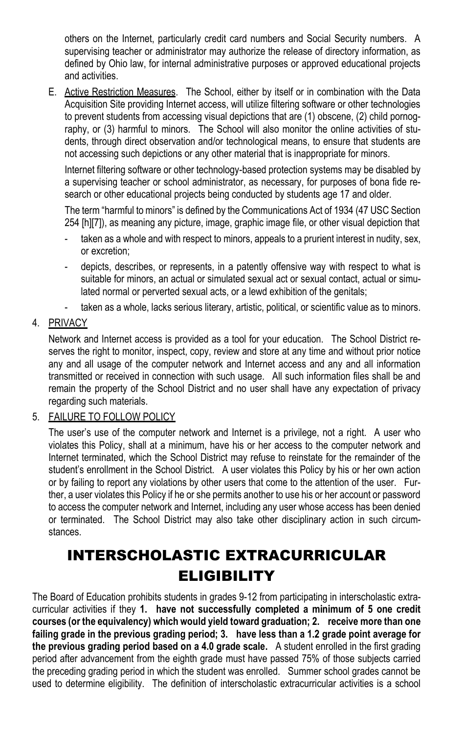others on the Internet, particularly credit card numbers and Social Security numbers. A supervising teacher or administrator may authorize the release of directory information, as defined by Ohio law, for internal administrative purposes or approved educational projects and activities.

E. Active Restriction Measures. The School, either by itself or in combination with the Data Acquisition Site providing Internet access, will utilize filtering software or other technologies to prevent students from accessing visual depictions that are (1) obscene, (2) child pornography, or (3) harmful to minors. The School will also monitor the online activities of students, through direct observation and/or technological means, to ensure that students are not accessing such depictions or any other material that is inappropriate for minors.

   Internet filtering software or other technology-based protection systems may be disabled by a supervising teacher or school administrator, as necessary, for purposes of bona fide research or other educational projects being conducted by students age 17 and older.

   The term "harmful to minors" is defined by the Communications Act of 1934 (47 USC Section 254 [h][7]), as meaning any picture, image, graphic image file, or other visual depiction that

   - taken as a whole and with respect to minors, appeals to a prurient interest in nudity, sex, or excretion;
   - depicts, describes, or represents, in a patently offensive way with respect to what is suitable for minors, an actual or simulated sexual act or sexual contact, actual or simulated normal or perverted sexual acts, or a lewd exhibition of the genitals;
   - taken as a whole, lacks serious literary, artistic, political, or scientific value as to minors.

4. PRIVACY

   Network and Internet access is provided as a tool for your education. The School District reserves the right to monitor, inspect, copy, review and store at any time and without prior notice any and all usage of the computer network and Internet access and any and all information transmitted or received in connection with such usage. All such information files shall be and remain the property of the School District and no user shall have any expectation of privacy regarding such materials.

5. FAILURE TO FOLLOW POLICY

   The user's use of the computer network and Internet is a privilege, not a right. A user who violates this Policy, shall at a minimum, have his or her access to the computer network and Internet terminated, which the School District may refuse to reinstate for the remainder of the student's enrollment in the School District. A user violates this Policy by his or her own action or by failing to report any violations by other users that come to the attention of the user. Further, a user violates this Policy if he or she permits another to use his or her account or password to access the computer network and Internet, including any user whose access has been denied or terminated. The School District may also take other disciplinary action in such circumstances.

# INTERSCHOLASTIC EXTRACURRICULAR ELIGIBILITY

The Board of Education prohibits students in grades 9-12 from participating in interscholastic extracurricular activities if they **1. have not successfully completed a minimum of 5 one credit courses (or the equivalency) which would yield toward graduation; 2. receive more than one failing grade in the previous grading period; 3. have less than a 1.2 grade point average for the previous grading period based on a 4.0 grade scale.** A student enrolled in the first grading period after advancement from the eighth grade must have passed 75% of those subjects carried the preceding grading period in which the student was enrolled. Summer school grades cannot be used to determine eligibility. The definition of interscholastic extracurricular activities is a school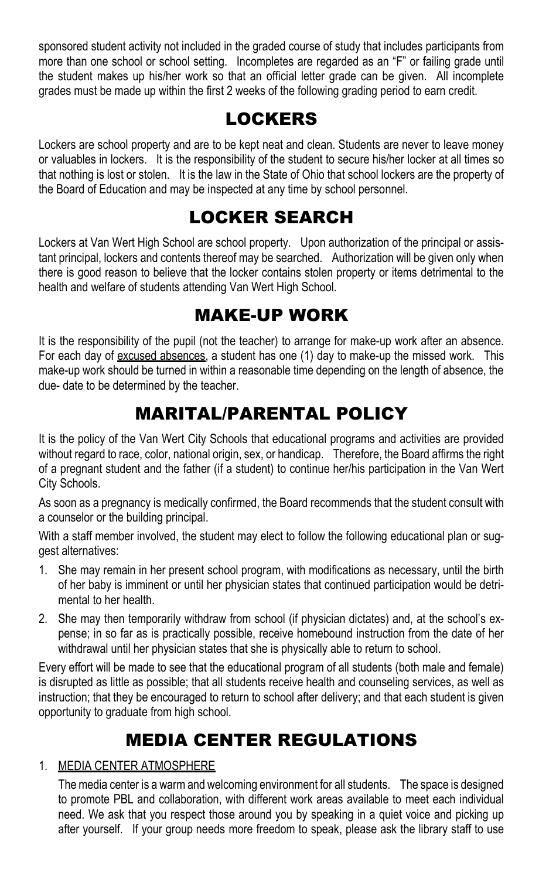sponsored student activity not included in the graded course of study that includes participants from more than one school or school setting. Incompletes are regarded as an "F" or failing grade until the student makes up his/her work so that an official letter grade can be given. All incomplete grades must be made up within the first 2 weeks of the following grading period to earn credit.

# LOCKERS

Lockers are school property and are to be kept neat and clean. Students are never to leave money or valuables in lockers. It is the responsibility of the student to secure his/her locker at all times so that nothing is lost or stolen. It is the law in the State of Ohio that school lockers are the property of the Board of Education and may be inspected at any time by school personnel.

# LOCKER SEARCH

Lockers at Van Wert High School are school property. Upon authorization of the principal or assistant principal, lockers and contents thereof may be searched. Authorization will be given only when there is good reason to believe that the locker contains stolen property or items detrimental to the health and welfare of students attending Van Wert High School.

# MAKE-UP WORK

It is the responsibility of the pupil (not the teacher) to arrange for make-up work after an absence. For each day of excused absences, a student has one (1) day to make-up the missed work. This make-up work should be turned in within a reasonable time depending on the length of absence, the due- date to be determined by the teacher.

# MARITAL/PARENTAL POLICY

It is the policy of the Van Wert City Schools that educational programs and activities are provided without regard to race, color, national origin, sex, or handicap. Therefore, the Board affirms the right of a pregnant student and the father (if a student) to continue her/his participation in the Van Wert City Schools.

As soon as a pregnancy is medically confirmed, the Board recommends that the student consult with a counselor or the building principal.

With a staff member involved, the student may elect to follow the following educational plan or suggest alternatives:

1. She may remain in her present school program, with modifications as necessary, until the birth of her baby is imminent or until her physician states that continued participation would be detrimental to her health.
2. She may then temporarily withdraw from school (if physician dictates) and, at the school's expense; in so far as is practically possible, receive homebound instruction from the date of her withdrawal until her physician states that she is physically able to return to school.

Every effort will be made to see that the educational program of all students (both male and female) is disrupted as little as possible; that all students receive health and counseling services, as well as instruction; that they be encouraged to return to school after delivery; and that each student is given opportunity to graduate from high school.

# MEDIA CENTER REGULATIONS

1. MEDIA CENTER ATMOSPHERE

   The media center is a warm and welcoming environment for all students. The space is designed to promote PBL and collaboration, with different work areas available to meet each individual need. We ask that you respect those around you by speaking in a quiet voice and picking up after yourself. If your group needs more freedom to speak, please ask the library staff to use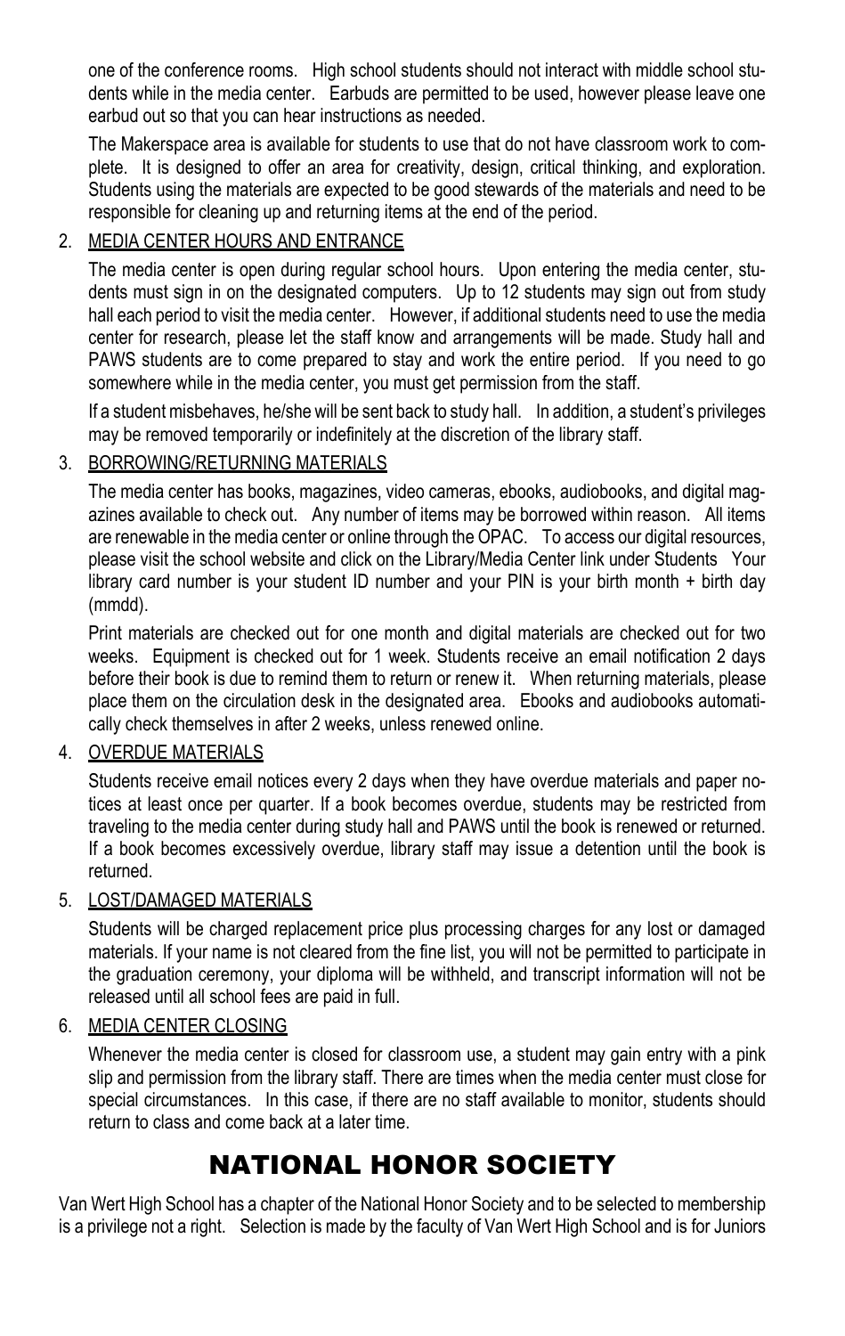one of the conference rooms. High school students should not interact with middle school students while in the media center. Earbuds are permitted to be used, however please leave one earbud out so that you can hear instructions as needed.

The Makerspace area is available for students to use that do not have classroom work to complete. It is designed to offer an area for creativity, design, critical thinking, and exploration. Students using the materials are expected to be good stewards of the materials and need to be responsible for cleaning up and returning items at the end of the period.

2. MEDIA CENTER HOURS AND ENTRANCE

   The media center is open during regular school hours. Upon entering the media center, students must sign in on the designated computers. Up to 12 students may sign out from study hall each period to visit the media center. However, if additional students need to use the media center for research, please let the staff know and arrangements will be made. Study hall and PAWS students are to come prepared to stay and work the entire period. If you need to go somewhere while in the media center, you must get permission from the staff.

   If a student misbehaves, he/she will be sent back to study hall. In addition, a student's privileges may be removed temporarily or indefinitely at the discretion of the library staff.

3. BORROWING/RETURNING MATERIALS

   The media center has books, magazines, video cameras, ebooks, audiobooks, and digital magazines available to check out. Any number of items may be borrowed within reason. All items are renewable in the media center or online through the OPAC. To access our digital resources, please visit the school website and click on the Library/Media Center link under Students Your library card number is your student ID number and your PIN is your birth month + birth day (mmdd).

   Print materials are checked out for one month and digital materials are checked out for two weeks. Equipment is checked out for 1 week. Students receive an email notification 2 days before their book is due to remind them to return or renew it. When returning materials, please place them on the circulation desk in the designated area. Ebooks and audiobooks automatically check themselves in after 2 weeks, unless renewed online.

4. OVERDUE MATERIALS

   Students receive email notices every 2 days when they have overdue materials and paper notices at least once per quarter. If a book becomes overdue, students may be restricted from traveling to the media center during study hall and PAWS until the book is renewed or returned. If a book becomes excessively overdue, library staff may issue a detention until the book is returned.

5. LOST/DAMAGED MATERIALS

   Students will be charged replacement price plus processing charges for any lost or damaged materials. If your name is not cleared from the fine list, you will not be permitted to participate in the graduation ceremony, your diploma will be withheld, and transcript information will not be released until all school fees are paid in full.

6. MEDIA CENTER CLOSING

   Whenever the media center is closed for classroom use, a student may gain entry with a pink slip and permission from the library staff. There are times when the media center must close for special circumstances. In this case, if there are no staff available to monitor, students should return to class and come back at a later time.

# NATIONAL HONOR SOCIETY

Van Wert High School has a chapter of the National Honor Society and to be selected to membership is a privilege not a right. Selection is made by the faculty of Van Wert High School and is for Juniors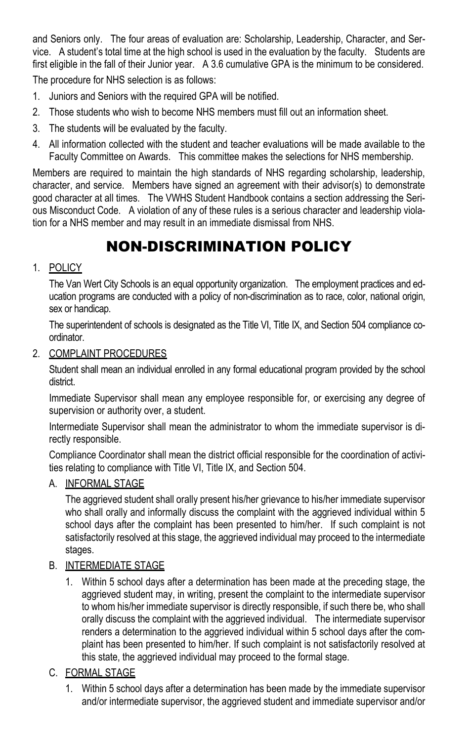and Seniors only. The four areas of evaluation are: Scholarship, Leadership, Character, and Service. A student's total time at the high school is used in the evaluation by the faculty. Students are first eligible in the fall of their Junior year. A 3.6 cumulative GPA is the minimum to be considered.

The procedure for NHS selection is as follows:

1. Juniors and Seniors with the required GPA will be notified.
2. Those students who wish to become NHS members must fill out an information sheet.
3. The students will be evaluated by the faculty.
4. All information collected with the student and teacher evaluations will be made available to the Faculty Committee on Awards. This committee makes the selections for NHS membership.

Members are required to maintain the high standards of NHS regarding scholarship, leadership, character, and service. Members have signed an agreement with their advisor(s) to demonstrate good character at all times. The VWHS Student Handbook contains a section addressing the Serious Misconduct Code. A violation of any of these rules is a serious character and leadership violation for a NHS member and may result in an immediate dismissal from NHS.

# NON-DISCRIMINATION POLICY

1. <u>POLICY</u>

   The Van Wert City Schools is an equal opportunity organization. The employment practices and education programs are conducted with a policy of non-discrimination as to race, color, national origin, sex or handicap.

   The superintendent of schools is designated as the Title VI, Title IX, and Section 504 compliance coordinator.

2. <u>COMPLAINT PROCEDURES</u>

   Student shall mean an individual enrolled in any formal educational program provided by the school district.

   Immediate Supervisor shall mean any employee responsible for, or exercising any degree of supervision or authority over, a student.

   Intermediate Supervisor shall mean the administrator to whom the immediate supervisor is directly responsible.

   Compliance Coordinator shall mean the district official responsible for the coordination of activities relating to compliance with Title VI, Title IX, and Section 504.

   A. <u>INFORMAL STAGE</u>

      The aggrieved student shall orally present his/her grievance to his/her immediate supervisor who shall orally and informally discuss the complaint with the aggrieved individual within 5 school days after the complaint has been presented to him/her. If such complaint is not satisfactorily resolved at this stage, the aggrieved individual may proceed to the intermediate stages.

   B. <u>INTERMEDIATE STAGE</u>

      1. Within 5 school days after a determination has been made at the preceding stage, the aggrieved student may, in writing, present the complaint to the intermediate supervisor to whom his/her immediate supervisor is directly responsible, if such there be, who shall orally discuss the complaint with the aggrieved individual. The intermediate supervisor renders a determination to the aggrieved individual within 5 school days after the complaint has been presented to him/her. If such complaint is not satisfactorily resolved at this state, the aggrieved individual may proceed to the formal stage.

   C. <u>FORMAL STAGE</u>

      1. Within 5 school days after a determination has been made by the immediate supervisor and/or intermediate supervisor, the aggrieved student and immediate supervisor and/or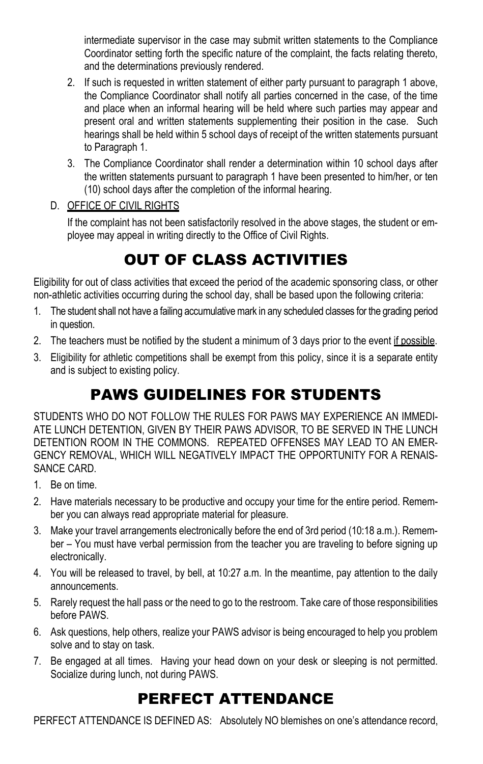intermediate supervisor in the case may submit written statements to the Compliance Coordinator setting forth the specific nature of the complaint, the facts relating thereto, and the determinations previously rendered.

2. If such is requested in written statement of either party pursuant to paragraph 1 above, the Compliance Coordinator shall notify all parties concerned in the case, of the time and place when an informal hearing will be held where such parties may appear and present oral and written statements supplementing their position in the case. Such hearings shall be held within 5 school days of receipt of the written statements pursuant to Paragraph 1.
3. The Compliance Coordinator shall render a determination within 10 school days after the written statements pursuant to paragraph 1 have been presented to him/her, or ten (10) school days after the completion of the informal hearing.

D. <u>OFFICE OF CIVIL RIGHTS</u>

If the complaint has not been satisfactorily resolved in the above stages, the student or employee may appeal in writing directly to the Office of Civil Rights.

# OUT OF CLASS ACTIVITIES

Eligibility for out of class activities that exceed the period of the academic sponsoring class, or other non-athletic activities occurring during the school day, shall be based upon the following criteria:

1. The student shall not have a failing accumulative mark in any scheduled classes for the grading period in question.
2. The teachers must be notified by the student a minimum of 3 days prior to the event <u>if possible</u>.
3. Eligibility for athletic competitions shall be exempt from this policy, since it is a separate entity and is subject to existing policy.

# PAWS GUIDELINES FOR STUDENTS

STUDENTS WHO DO NOT FOLLOW THE RULES FOR PAWS MAY EXPERIENCE AN IMMEDIATE LUNCH DETENTION, GIVEN BY THEIR PAWS ADVISOR, TO BE SERVED IN THE LUNCH DETENTION ROOM IN THE COMMONS. REPEATED OFFENSES MAY LEAD TO AN EMERGENCY REMOVAL, WHICH WILL NEGATIVELY IMPACT THE OPPORTUNITY FOR A RENAISSANCE CARD.

1. Be on time.
2. Have materials necessary to be productive and occupy your time for the entire period. Remember you can always read appropriate material for pleasure.
3. Make your travel arrangements electronically before the end of 3rd period (10:18 a.m.). Remember – You must have verbal permission from the teacher you are traveling to before signing up electronically.
4. You will be released to travel, by bell, at 10:27 a.m. In the meantime, pay attention to the daily announcements.
5. Rarely request the hall pass or the need to go to the restroom. Take care of those responsibilities before PAWS.
6. Ask questions, help others, realize your PAWS advisor is being encouraged to help you problem solve and to stay on task.
7. Be engaged at all times. Having your head down on your desk or sleeping is not permitted. Socialize during lunch, not during PAWS.

# PERFECT ATTENDANCE

PERFECT ATTENDANCE IS DEFINED AS: Absolutely NO blemishes on one's attendance record,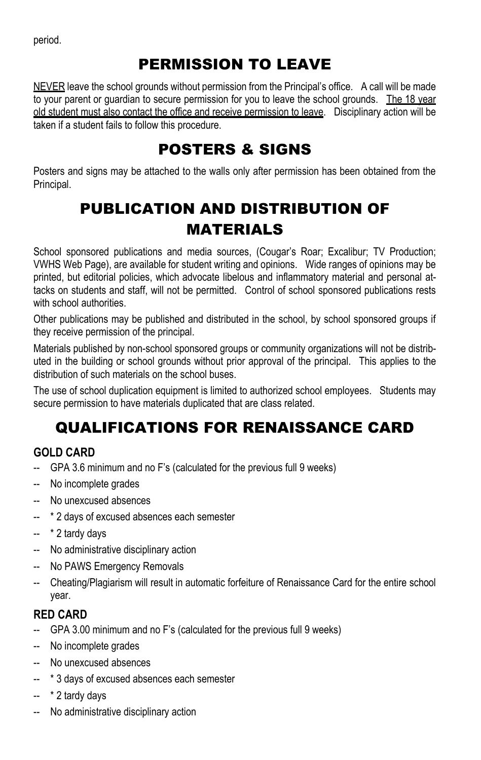period.

# PERMISSION TO LEAVE

NEVER leave the school grounds without permission from the Principal's office. A call will be made to your parent or guardian to secure permission for you to leave the school grounds. The 18 year old student must also contact the office and receive permission to leave. Disciplinary action will be taken if a student fails to follow this procedure.

# POSTERS & SIGNS

Posters and signs may be attached to the walls only after permission has been obtained from the Principal.

# PUBLICATION AND DISTRIBUTION OF MATERIALS

School sponsored publications and media sources, (Cougar's Roar; Excalibur; TV Production; VWHS Web Page), are available for student writing and opinions. Wide ranges of opinions may be printed, but editorial policies, which advocate libelous and inflammatory material and personal attacks on students and staff, will not be permitted. Control of school sponsored publications rests with school authorities.

Other publications may be published and distributed in the school, by school sponsored groups if they receive permission of the principal.

Materials published by non-school sponsored groups or community organizations will not be distributed in the building or school grounds without prior approval of the principal. This applies to the distribution of such materials on the school buses.

The use of school duplication equipment is limited to authorized school employees. Students may secure permission to have materials duplicated that are class related.

# QUALIFICATIONS FOR RENAISSANCE CARD

### GOLD CARD

-- GPA 3.6 minimum and no F's (calculated for the previous full 9 weeks)

-- No incomplete grades

-- No unexcused absences

-- * 2 days of excused absences each semester

-- * 2 tardy days

-- No administrative disciplinary action

-- No PAWS Emergency Removals

-- Cheating/Plagiarism will result in automatic forfeiture of Renaissance Card for the entire school year.

### RED CARD

-- GPA 3.00 minimum and no F's (calculated for the previous full 9 weeks)

-- No incomplete grades

-- No unexcused absences

-- * 3 days of excused absences each semester

-- * 2 tardy days

-- No administrative disciplinary action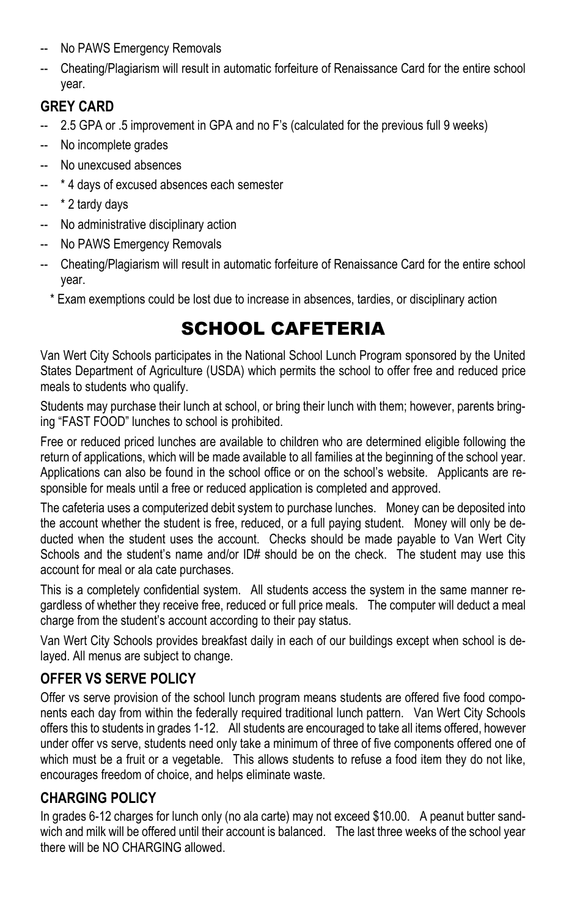-- No PAWS Emergency Removals
-- Cheating/Plagiarism will result in automatic forfeiture of Renaissance Card for the entire school year.

### GREY CARD

-- 2.5 GPA or .5 improvement in GPA and no F's (calculated for the previous full 9 weeks)
-- No incomplete grades
-- No unexcused absences
-- * 4 days of excused absences each semester
-- * 2 tardy days
-- No administrative disciplinary action
-- No PAWS Emergency Removals
-- Cheating/Plagiarism will result in automatic forfeiture of Renaissance Card for the entire school year.

\* Exam exemptions could be lost due to increase in absences, tardies, or disciplinary action

# SCHOOL CAFETERIA

Van Wert City Schools participates in the National School Lunch Program sponsored by the United States Department of Agriculture (USDA) which permits the school to offer free and reduced price meals to students who qualify.

Students may purchase their lunch at school, or bring their lunch with them; however, parents bringing "FAST FOOD" lunches to school is prohibited.

Free or reduced priced lunches are available to children who are determined eligible following the return of applications, which will be made available to all families at the beginning of the school year. Applications can also be found in the school office or on the school's website. Applicants are responsible for meals until a free or reduced application is completed and approved.

The cafeteria uses a computerized debit system to purchase lunches. Money can be deposited into the account whether the student is free, reduced, or a full paying student. Money will only be deducted when the student uses the account. Checks should be made payable to Van Wert City Schools and the student's name and/or ID# should be on the check. The student may use this account for meal or ala cate purchases.

This is a completely confidential system. All students access the system in the same manner regardless of whether they receive free, reduced or full price meals. The computer will deduct a meal charge from the student's account according to their pay status.

Van Wert City Schools provides breakfast daily in each of our buildings except when school is delayed. All menus are subject to change.

### OFFER VS SERVE POLICY

Offer vs serve provision of the school lunch program means students are offered five food components each day from within the federally required traditional lunch pattern. Van Wert City Schools offers this to students in grades 1-12. All students are encouraged to take all items offered, however under offer vs serve, students need only take a minimum of three of five components offered one of which must be a fruit or a vegetable. This allows students to refuse a food item they do not like, encourages freedom of choice, and helps eliminate waste.

### CHARGING POLICY

In grades 6-12 charges for lunch only (no ala carte) may not exceed $10.00. A peanut butter sandwich and milk will be offered until their account is balanced. The last three weeks of the school year there will be NO CHARGING allowed.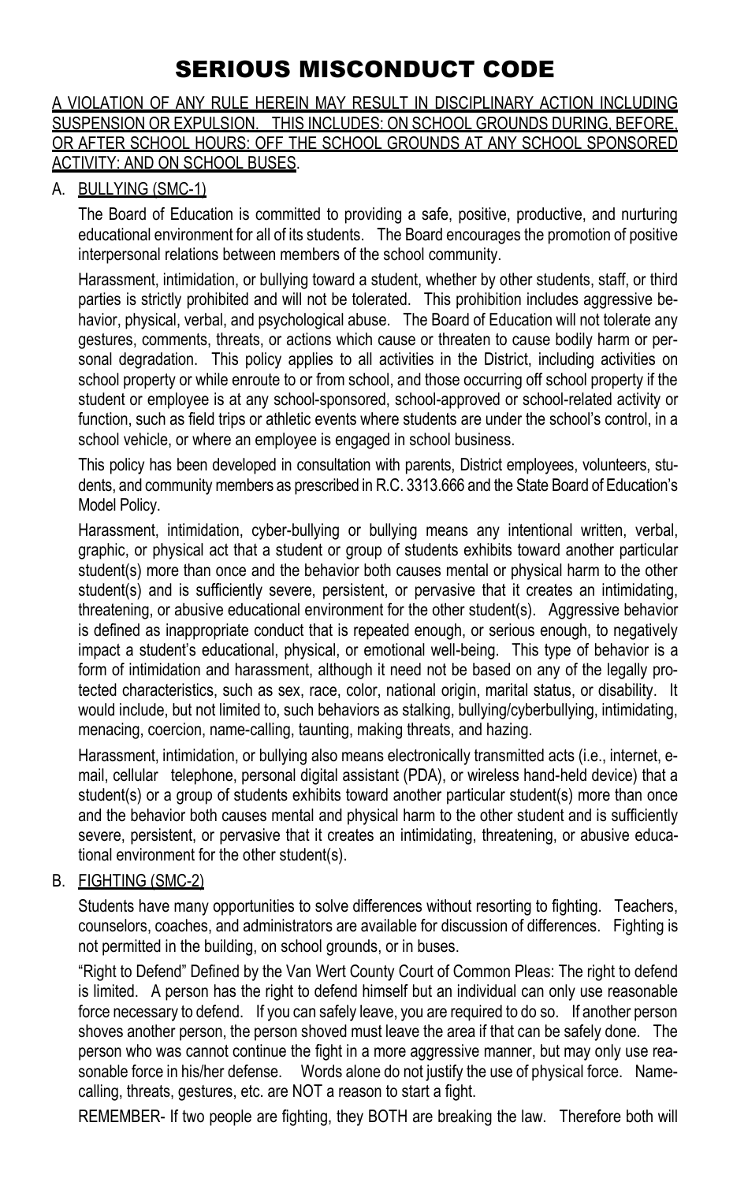# SERIOUS MISCONDUCT CODE

<u>A VIOLATION OF ANY RULE HEREIN MAY RESULT IN DISCIPLINARY ACTION INCLUDING SUSPENSION OR EXPULSION. THIS INCLUDES: ON SCHOOL GROUNDS DURING, BEFORE, OR AFTER SCHOOL HOURS: OFF THE SCHOOL GROUNDS AT ANY SCHOOL SPONSORED ACTIVITY: AND ON SCHOOL BUSES</u>.

A. <u>BULLYING (SMC-1)</u>

The Board of Education is committed to providing a safe, positive, productive, and nurturing educational environment for all of its students. The Board encourages the promotion of positive interpersonal relations between members of the school community.

Harassment, intimidation, or bullying toward a student, whether by other students, staff, or third parties is strictly prohibited and will not be tolerated. This prohibition includes aggressive behavior, physical, verbal, and psychological abuse. The Board of Education will not tolerate any gestures, comments, threats, or actions which cause or threaten to cause bodily harm or personal degradation. This policy applies to all activities in the District, including activities on school property or while enroute to or from school, and those occurring off school property if the student or employee is at any school-sponsored, school-approved or school-related activity or function, such as field trips or athletic events where students are under the school's control, in a school vehicle, or where an employee is engaged in school business.

This policy has been developed in consultation with parents, District employees, volunteers, students, and community members as prescribed in R.C. 3313.666 and the State Board of Education's Model Policy.

Harassment, intimidation, cyber-bullying or bullying means any intentional written, verbal, graphic, or physical act that a student or group of students exhibits toward another particular student(s) more than once and the behavior both causes mental or physical harm to the other student(s) and is sufficiently severe, persistent, or pervasive that it creates an intimidating, threatening, or abusive educational environment for the other student(s). Aggressive behavior is defined as inappropriate conduct that is repeated enough, or serious enough, to negatively impact a student's educational, physical, or emotional well-being. This type of behavior is a form of intimidation and harassment, although it need not be based on any of the legally protected characteristics, such as sex, race, color, national origin, marital status, or disability. It would include, but not limited to, such behaviors as stalking, bullying/cyberbullying, intimidating, menacing, coercion, name-calling, taunting, making threats, and hazing.

Harassment, intimidation, or bullying also means electronically transmitted acts (i.e., internet, e-mail, cellular telephone, personal digital assistant (PDA), or wireless hand-held device) that a student(s) or a group of students exhibits toward another particular student(s) more than once and the behavior both causes mental and physical harm to the other student and is sufficiently severe, persistent, or pervasive that it creates an intimidating, threatening, or abusive educational environment for the other student(s).

B. <u>FIGHTING (SMC-2)</u>

Students have many opportunities to solve differences without resorting to fighting. Teachers, counselors, coaches, and administrators are available for discussion of differences. Fighting is not permitted in the building, on school grounds, or in buses.

"Right to Defend" Defined by the Van Wert County Court of Common Pleas: The right to defend is limited. A person has the right to defend himself but an individual can only use reasonable force necessary to defend. If you can safely leave, you are required to do so. If another person shoves another person, the person shoved must leave the area if that can be safely done. The person who was cannot continue the fight in a more aggressive manner, but may only use reasonable force in his/her defense. Words alone do not justify the use of physical force. Name-calling, threats, gestures, etc. are NOT a reason to start a fight.

REMEMBER- If two people are fighting, they BOTH are breaking the law. Therefore both will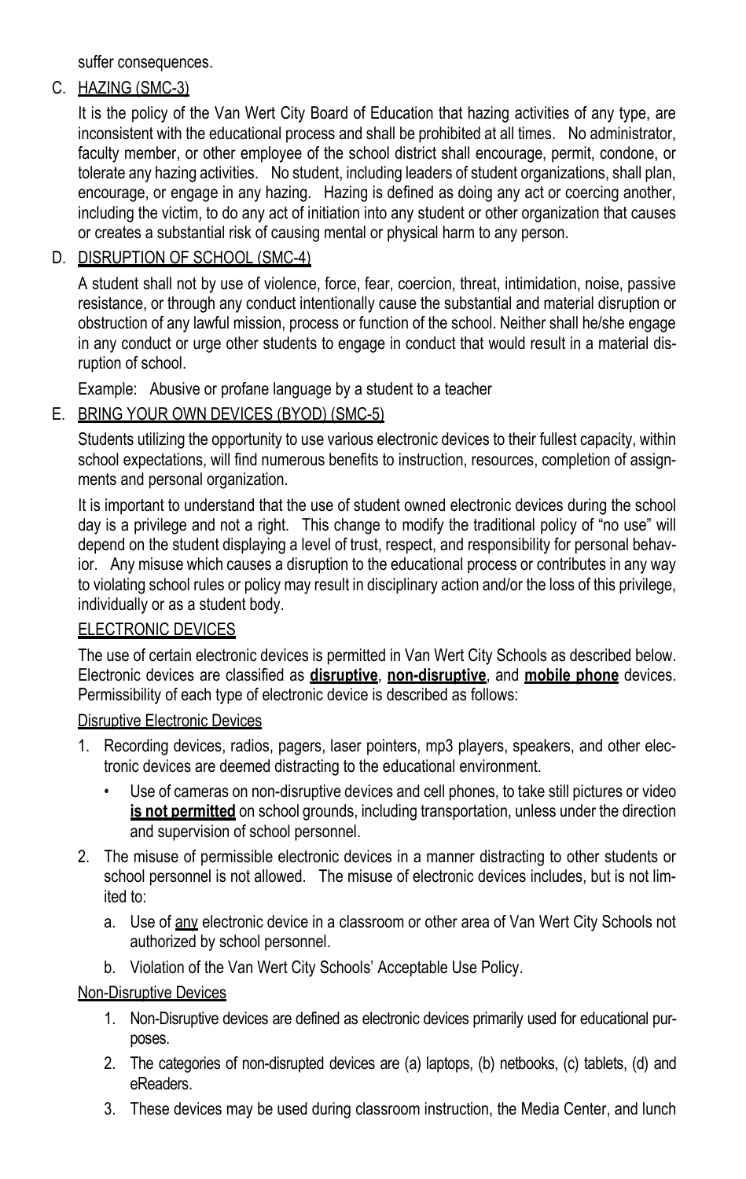suffer consequences.

C. HAZING (SMC-3)

It is the policy of the Van Wert City Board of Education that hazing activities of any type, are inconsistent with the educational process and shall be prohibited at all times. No administrator, faculty member, or other employee of the school district shall encourage, permit, condone, or tolerate any hazing activities. No student, including leaders of student organizations, shall plan, encourage, or engage in any hazing. Hazing is defined as doing any act or coercing another, including the victim, to do any act of initiation into any student or other organization that causes or creates a substantial risk of causing mental or physical harm to any person.

D. DISRUPTION OF SCHOOL (SMC-4)

A student shall not by use of violence, force, fear, coercion, threat, intimidation, noise, passive resistance, or through any conduct intentionally cause the substantial and material disruption or obstruction of any lawful mission, process or function of the school. Neither shall he/she engage in any conduct or urge other students to engage in conduct that would result in a material disruption of school.

Example: Abusive or profane language by a student to a teacher

E. BRING YOUR OWN DEVICES (BYOD) (SMC-5)

Students utilizing the opportunity to use various electronic devices to their fullest capacity, within school expectations, will find numerous benefits to instruction, resources, completion of assignments and personal organization.

It is important to understand that the use of student owned electronic devices during the school day is a privilege and not a right. This change to modify the traditional policy of "no use" will depend on the student displaying a level of trust, respect, and responsibility for personal behavior. Any misuse which causes a disruption to the educational process or contributes in any way to violating school rules or policy may result in disciplinary action and/or the loss of this privilege, individually or as a student body.

ELECTRONIC DEVICES

The use of certain electronic devices is permitted in Van Wert City Schools as described below. Electronic devices are classified as **disruptive**, **non-disruptive**, and **mobile phone** devices. Permissibility of each type of electronic device is described as follows:

Disruptive Electronic Devices

1. Recording devices, radios, pagers, laser pointers, mp3 players, speakers, and other electronic devices are deemed distracting to the educational environment.
   - Use of cameras on non-disruptive devices and cell phones, to take still pictures or video **is not permitted** on school grounds, including transportation, unless under the direction and supervision of school personnel.
2. The misuse of permissible electronic devices in a manner distracting to other students or school personnel is not allowed. The misuse of electronic devices includes, but is not limited to:
   a. Use of any electronic device in a classroom or other area of Van Wert City Schools not authorized by school personnel.
   b. Violation of the Van Wert City Schools' Acceptable Use Policy.

Non-Disruptive Devices

1. Non-Disruptive devices are defined as electronic devices primarily used for educational purposes.
2. The categories of non-disrupted devices are (a) laptops, (b) netbooks, (c) tablets, (d) and eReaders.
3. These devices may be used during classroom instruction, the Media Center, and lunch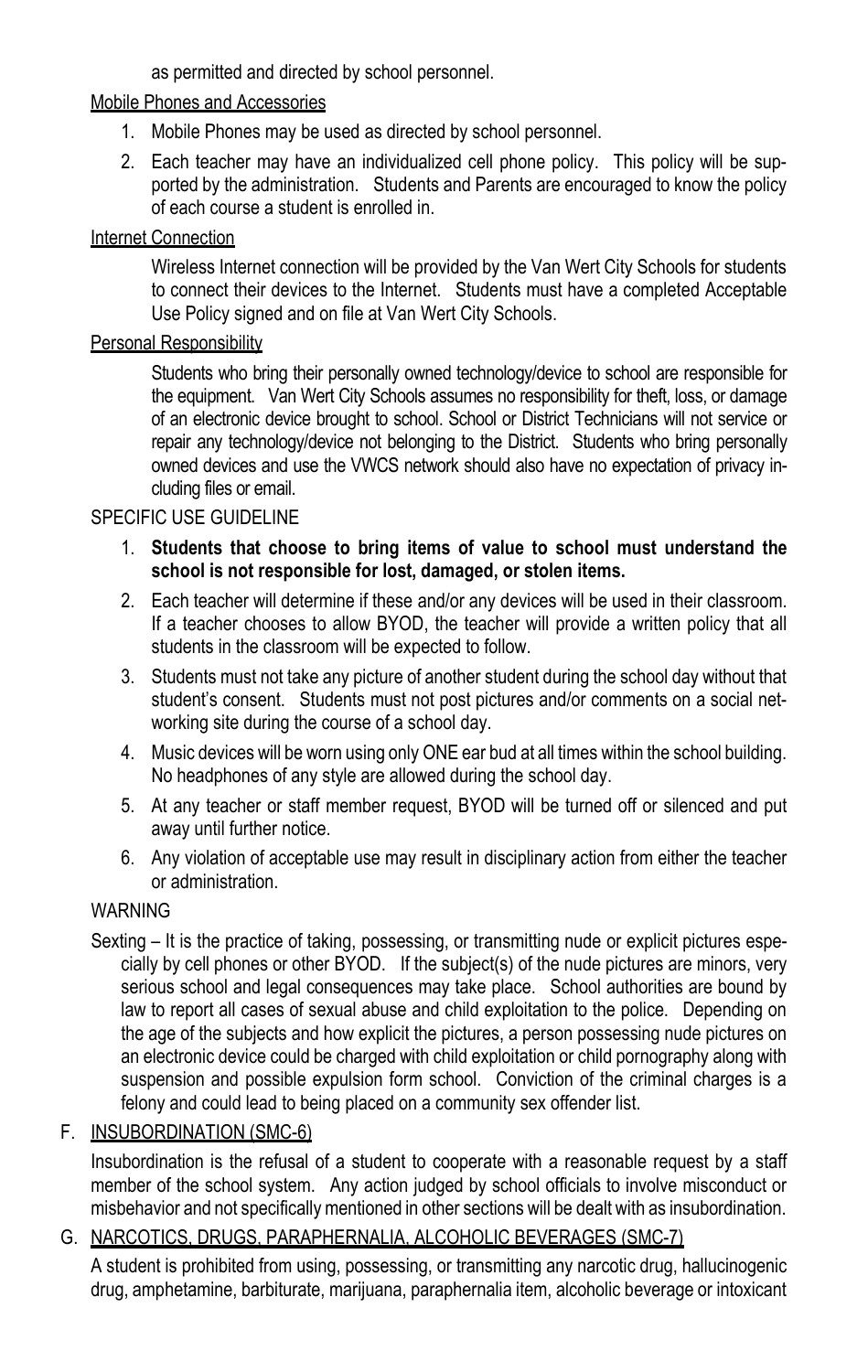as permitted and directed by school personnel.

Mobile Phones and Accessories

1. Mobile Phones may be used as directed by school personnel.
2. Each teacher may have an individualized cell phone policy. This policy will be supported by the administration. Students and Parents are encouraged to know the policy of each course a student is enrolled in.

Internet Connection

Wireless Internet connection will be provided by the Van Wert City Schools for students to connect their devices to the Internet. Students must have a completed Acceptable Use Policy signed and on file at Van Wert City Schools.

Personal Responsibility

Students who bring their personally owned technology/device to school are responsible for the equipment. Van Wert City Schools assumes no responsibility for theft, loss, or damage of an electronic device brought to school. School or District Technicians will not service or repair any technology/device not belonging to the District. Students who bring personally owned devices and use the VWCS network should also have no expectation of privacy including files or email.

SPECIFIC USE GUIDELINE

1. **Students that choose to bring items of value to school must understand the school is not responsible for lost, damaged, or stolen items.**
2. Each teacher will determine if these and/or any devices will be used in their classroom. If a teacher chooses to allow BYOD, the teacher will provide a written policy that all students in the classroom will be expected to follow.
3. Students must not take any picture of another student during the school day without that student's consent. Students must not post pictures and/or comments on a social networking site during the course of a school day.
4. Music devices will be worn using only ONE ear bud at all times within the school building. No headphones of any style are allowed during the school day.
5. At any teacher or staff member request, BYOD will be turned off or silenced and put away until further notice.
6. Any violation of acceptable use may result in disciplinary action from either the teacher or administration.

WARNING

Sexting – It is the practice of taking, possessing, or transmitting nude or explicit pictures especially by cell phones or other BYOD. If the subject(s) of the nude pictures are minors, very serious school and legal consequences may take place. School authorities are bound by law to report all cases of sexual abuse and child exploitation to the police. Depending on the age of the subjects and how explicit the pictures, a person possessing nude pictures on an electronic device could be charged with child exploitation or child pornography along with suspension and possible expulsion form school. Conviction of the criminal charges is a felony and could lead to being placed on a community sex offender list.

F. INSUBORDINATION (SMC-6)

Insubordination is the refusal of a student to cooperate with a reasonable request by a staff member of the school system. Any action judged by school officials to involve misconduct or misbehavior and not specifically mentioned in other sections will be dealt with as insubordination.

G. NARCOTICS, DRUGS, PARAPHERNALIA, ALCOHOLIC BEVERAGES (SMC-7)

A student is prohibited from using, possessing, or transmitting any narcotic drug, hallucinogenic drug, amphetamine, barbiturate, marijuana, paraphernalia item, alcoholic beverage or intoxicant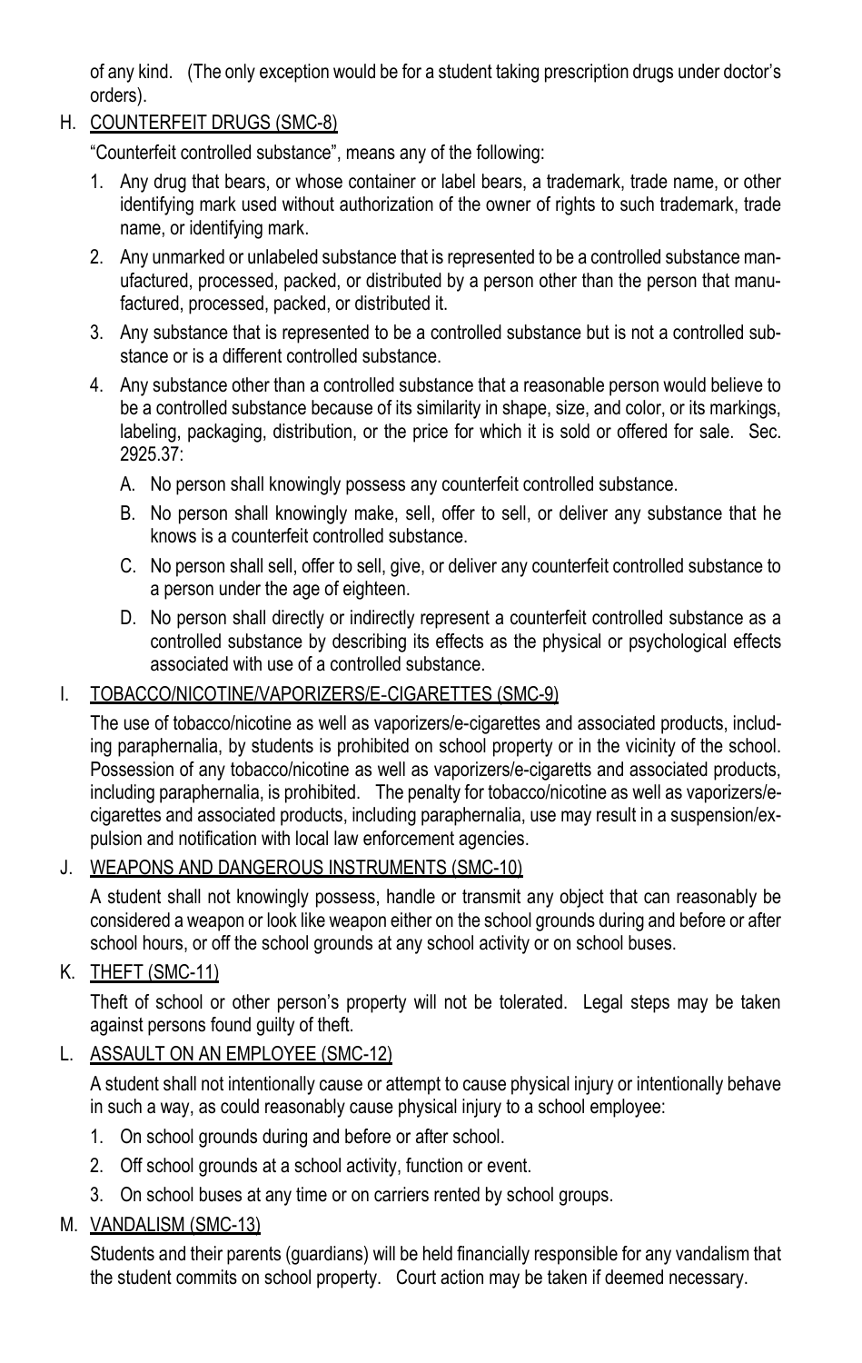of any kind. (The only exception would be for a student taking prescription drugs under doctor's orders).

H. <u>COUNTERFEIT DRUGS (SMC-8)</u>

"Counterfeit controlled substance", means any of the following:

1. Any drug that bears, or whose container or label bears, a trademark, trade name, or other identifying mark used without authorization of the owner of rights to such trademark, trade name, or identifying mark.
2. Any unmarked or unlabeled substance that is represented to be a controlled substance manufactured, processed, packed, or distributed by a person other than the person that manufactured, processed, packed, or distributed it.
3. Any substance that is represented to be a controlled substance but is not a controlled substance or is a different controlled substance.
4. Any substance other than a controlled substance that a reasonable person would believe to be a controlled substance because of its similarity in shape, size, and color, or its markings, labeling, packaging, distribution, or the price for which it is sold or offered for sale. Sec. 2925.37:
   A. No person shall knowingly possess any counterfeit controlled substance.
   B. No person shall knowingly make, sell, offer to sell, or deliver any substance that he knows is a counterfeit controlled substance.
   C. No person shall sell, offer to sell, give, or deliver any counterfeit controlled substance to a person under the age of eighteen.
   D. No person shall directly or indirectly represent a counterfeit controlled substance as a controlled substance by describing its effects as the physical or psychological effects associated with use of a controlled substance.

I. <u>TOBACCO/NICOTINE/VAPORIZERS/E-CIGARETTES (SMC-9)</u>

The use of tobacco/nicotine as well as vaporizers/e-cigarettes and associated products, including paraphernalia, by students is prohibited on school property or in the vicinity of the school. Possession of any tobacco/nicotine as well as vaporizers/e-cigaretts and associated products, including paraphernalia, is prohibited. The penalty for tobacco/nicotine as well as vaporizers/e-cigarettes and associated products, including paraphernalia, use may result in a suspension/expulsion and notification with local law enforcement agencies.

J. <u>WEAPONS AND DANGEROUS INSTRUMENTS (SMC-10)</u>

A student shall not knowingly possess, handle or transmit any object that can reasonably be considered a weapon or look like weapon either on the school grounds during and before or after school hours, or off the school grounds at any school activity or on school buses.

K. <u>THEFT (SMC-11)</u>

Theft of school or other person's property will not be tolerated. Legal steps may be taken against persons found guilty of theft.

L. <u>ASSAULT ON AN EMPLOYEE (SMC-12)</u>

A student shall not intentionally cause or attempt to cause physical injury or intentionally behave in such a way, as could reasonably cause physical injury to a school employee:

1. On school grounds during and before or after school.
2. Off school grounds at a school activity, function or event.
3. On school buses at any time or on carriers rented by school groups.

M. <u>VANDALISM (SMC-13)</u>

Students and their parents (guardians) will be held financially responsible for any vandalism that the student commits on school property. Court action may be taken if deemed necessary.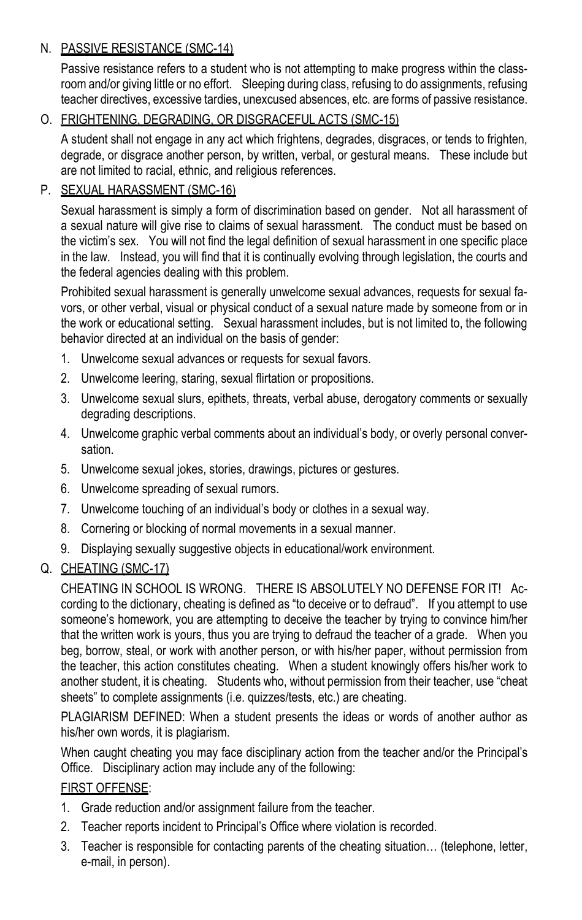N. PASSIVE RESISTANCE (SMC-14)

Passive resistance refers to a student who is not attempting to make progress within the classroom and/or giving little or no effort. Sleeping during class, refusing to do assignments, refusing teacher directives, excessive tardies, unexcused absences, etc. are forms of passive resistance.

O. FRIGHTENING, DEGRADING, OR DISGRACEFUL ACTS (SMC-15)

A student shall not engage in any act which frightens, degrades, disgraces, or tends to frighten, degrade, or disgrace another person, by written, verbal, or gestural means. These include but are not limited to racial, ethnic, and religious references.

P. SEXUAL HARASSMENT (SMC-16)

Sexual harassment is simply a form of discrimination based on gender. Not all harassment of a sexual nature will give rise to claims of sexual harassment. The conduct must be based on the victim's sex. You will not find the legal definition of sexual harassment in one specific place in the law. Instead, you will find that it is continually evolving through legislation, the courts and the federal agencies dealing with this problem.

Prohibited sexual harassment is generally unwelcome sexual advances, requests for sexual favors, or other verbal, visual or physical conduct of a sexual nature made by someone from or in the work or educational setting. Sexual harassment includes, but is not limited to, the following behavior directed at an individual on the basis of gender:

1. Unwelcome sexual advances or requests for sexual favors.
2. Unwelcome leering, staring, sexual flirtation or propositions.
3. Unwelcome sexual slurs, epithets, threats, verbal abuse, derogatory comments or sexually degrading descriptions.
4. Unwelcome graphic verbal comments about an individual's body, or overly personal conversation.
5. Unwelcome sexual jokes, stories, drawings, pictures or gestures.
6. Unwelcome spreading of sexual rumors.
7. Unwelcome touching of an individual's body or clothes in a sexual way.
8. Cornering or blocking of normal movements in a sexual manner.
9. Displaying sexually suggestive objects in educational/work environment.

Q. CHEATING (SMC-17)

CHEATING IN SCHOOL IS WRONG. THERE IS ABSOLUTELY NO DEFENSE FOR IT! According to the dictionary, cheating is defined as "to deceive or to defraud". If you attempt to use someone's homework, you are attempting to deceive the teacher by trying to convince him/her that the written work is yours, thus you are trying to defraud the teacher of a grade. When you beg, borrow, steal, or work with another person, or with his/her paper, without permission from the teacher, this action constitutes cheating. When a student knowingly offers his/her work to another student, it is cheating. Students who, without permission from their teacher, use "cheat sheets" to complete assignments (i.e. quizzes/tests, etc.) are cheating.

PLAGIARISM DEFINED: When a student presents the ideas or words of another author as his/her own words, it is plagiarism.

When caught cheating you may face disciplinary action from the teacher and/or the Principal's Office. Disciplinary action may include any of the following:

FIRST OFFENSE:

1. Grade reduction and/or assignment failure from the teacher.
2. Teacher reports incident to Principal's Office where violation is recorded.
3. Teacher is responsible for contacting parents of the cheating situation… (telephone, letter, e-mail, in person).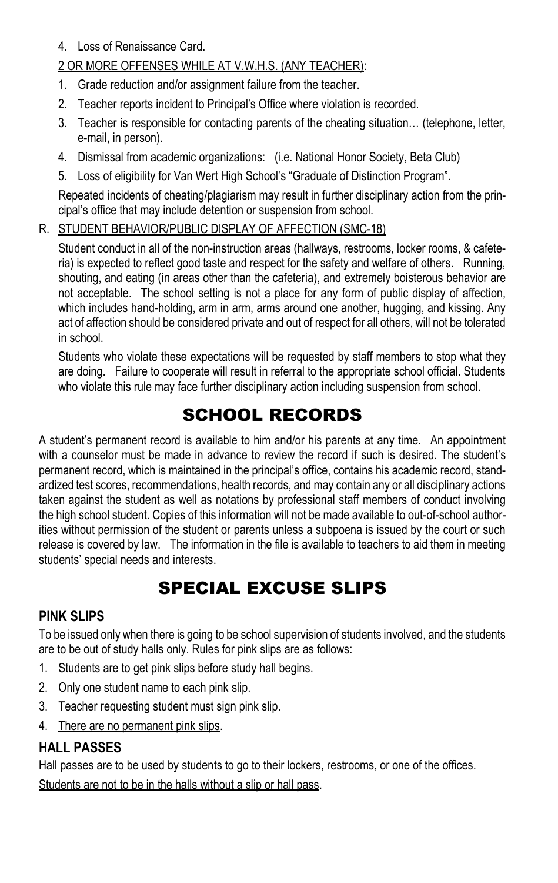4. Loss of Renaissance Card.

<u>2 OR MORE OFFENSES WHILE AT V.W.H.S. (ANY TEACHER)</u>:

1. Grade reduction and/or assignment failure from the teacher.
2. Teacher reports incident to Principal's Office where violation is recorded.
3. Teacher is responsible for contacting parents of the cheating situation… (telephone, letter, e-mail, in person).
4. Dismissal from academic organizations: (i.e. National Honor Society, Beta Club)
5. Loss of eligibility for Van Wert High School's "Graduate of Distinction Program".

Repeated incidents of cheating/plagiarism may result in further disciplinary action from the principal's office that may include detention or suspension from school.

R. <u>STUDENT BEHAVIOR/PUBLIC DISPLAY OF AFFECTION (SMC-18)</u>

Student conduct in all of the non-instruction areas (hallways, restrooms, locker rooms, & cafeteria) is expected to reflect good taste and respect for the safety and welfare of others. Running, shouting, and eating (in areas other than the cafeteria), and extremely boisterous behavior are not acceptable. The school setting is not a place for any form of public display of affection, which includes hand-holding, arm in arm, arms around one another, hugging, and kissing. Any act of affection should be considered private and out of respect for all others, will not be tolerated in school.

Students who violate these expectations will be requested by staff members to stop what they are doing. Failure to cooperate will result in referral to the appropriate school official. Students who violate this rule may face further disciplinary action including suspension from school.

# SCHOOL RECORDS

A student's permanent record is available to him and/or his parents at any time. An appointment with a counselor must be made in advance to review the record if such is desired. The student's permanent record, which is maintained in the principal's office, contains his academic record, standardized test scores, recommendations, health records, and may contain any or all disciplinary actions taken against the student as well as notations by professional staff members of conduct involving the high school student. Copies of this information will not be made available to out-of-school authorities without permission of the student or parents unless a subpoena is issued by the court or such release is covered by law. The information in the file is available to teachers to aid them in meeting students' special needs and interests.

# SPECIAL EXCUSE SLIPS

### PINK SLIPS

To be issued only when there is going to be school supervision of students involved, and the students are to be out of study halls only. Rules for pink slips are as follows:

1. Students are to get pink slips before study hall begins.
2. Only one student name to each pink slip.
3. Teacher requesting student must sign pink slip.
4. <u>There are no permanent pink slips</u>.

### HALL PASSES

Hall passes are to be used by students to go to their lockers, restrooms, or one of the offices.

<u>Students are not to be in the halls without a slip or hall pass</u>.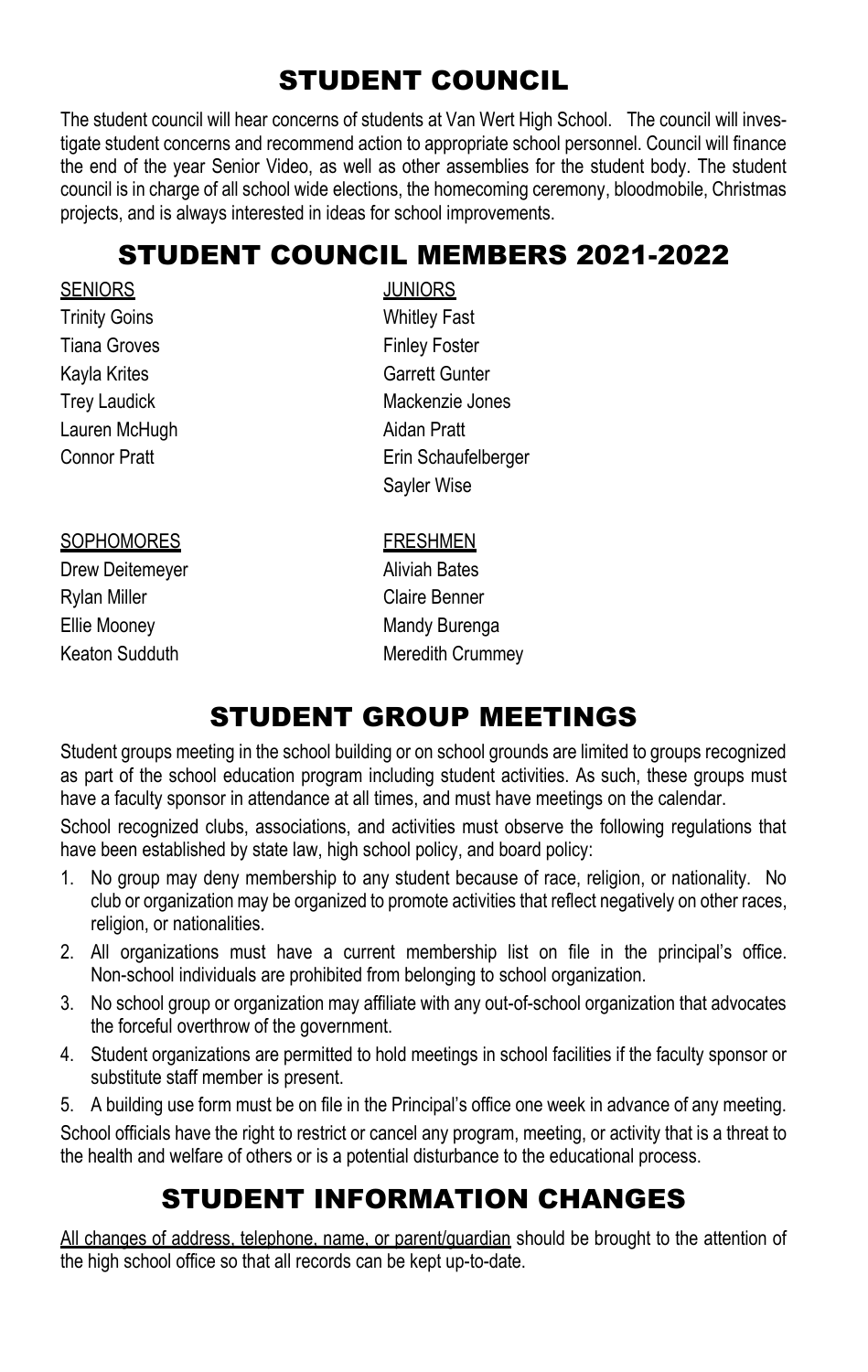# STUDENT COUNCIL

The student council will hear concerns of students at Van Wert High School. The council will investigate student concerns and recommend action to appropriate school personnel. Council will finance the end of the year Senior Video, as well as other assemblies for the student body. The student council is in charge of all school wide elections, the homecoming ceremony, bloodmobile, Christmas projects, and is always interested in ideas for school improvements.

# STUDENT COUNCIL MEMBERS 2021-2022

<u>SENIORS</u>

Trinity Goins
Tiana Groves
Kayla Krites
Trey Laudick
Lauren McHugh
Connor Pratt

<u>JUNIORS</u>

Whitley Fast
Finley Foster
Garrett Gunter
Mackenzie Jones
Aidan Pratt
Erin Schaufelberger
Sayler Wise

<u>SOPHOMORES</u>

Drew Deitemeyer
Rylan Miller
Ellie Mooney
Keaton Sudduth

<u>FRESHMEN</u>

Aliviah Bates
Claire Benner
Mandy Burenga
Meredith Crummey

# STUDENT GROUP MEETINGS

Student groups meeting in the school building or on school grounds are limited to groups recognized as part of the school education program including student activities. As such, these groups must have a faculty sponsor in attendance at all times, and must have meetings on the calendar.

School recognized clubs, associations, and activities must observe the following regulations that have been established by state law, high school policy, and board policy:

1. No group may deny membership to any student because of race, religion, or nationality. No club or organization may be organized to promote activities that reflect negatively on other races, religion, or nationalities.
2. All organizations must have a current membership list on file in the principal's office. Non-school individuals are prohibited from belonging to school organization.
3. No school group or organization may affiliate with any out-of-school organization that advocates the forceful overthrow of the government.
4. Student organizations are permitted to hold meetings in school facilities if the faculty sponsor or substitute staff member is present.
5. A building use form must be on file in the Principal's office one week in advance of any meeting.

School officials have the right to restrict or cancel any program, meeting, or activity that is a threat to the health and welfare of others or is a potential disturbance to the educational process.

# STUDENT INFORMATION CHANGES

<u>All changes of address, telephone, name, or parent/guardian</u> should be brought to the attention of the high school office so that all records can be kept up-to-date.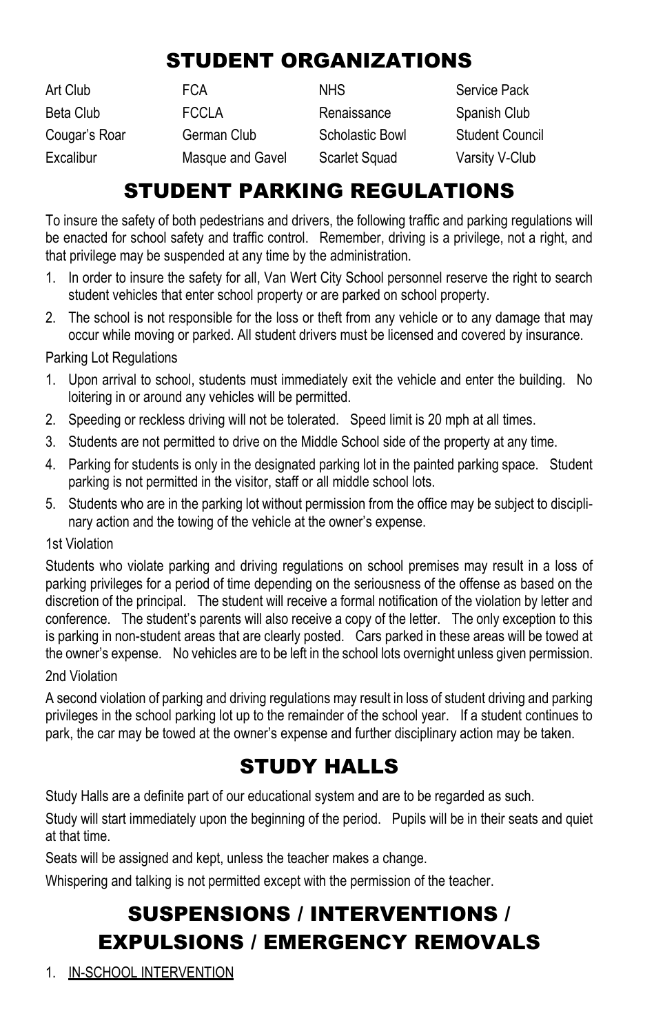## STUDENT ORGANIZATIONS

| | | | |
|---|---|---|---|
| Art Club | FCA | NHS | Service Pack |
| Beta Club | FCCLA | Renaissance | Spanish Club |
| Cougar's Roar | German Club | Scholastic Bowl | Student Council |
| Excalibur | Masque and Gavel | Scarlet Squad | Varsity V-Club |

## STUDENT PARKING REGULATIONS

To insure the safety of both pedestrians and drivers, the following traffic and parking regulations will be enacted for school safety and traffic control. Remember, driving is a privilege, not a right, and that privilege may be suspended at any time by the administration.

1. In order to insure the safety for all, Van Wert City School personnel reserve the right to search student vehicles that enter school property or are parked on school property.
2. The school is not responsible for the loss or theft from any vehicle or to any damage that may occur while moving or parked. All student drivers must be licensed and covered by insurance.

Parking Lot Regulations

1. Upon arrival to school, students must immediately exit the vehicle and enter the building. No loitering in or around any vehicles will be permitted.
2. Speeding or reckless driving will not be tolerated. Speed limit is 20 mph at all times.
3. Students are not permitted to drive on the Middle School side of the property at any time.
4. Parking for students is only in the designated parking lot in the painted parking space. Student parking is not permitted in the visitor, staff or all middle school lots.
5. Students who are in the parking lot without permission from the office may be subject to disciplinary action and the towing of the vehicle at the owner's expense.

1st Violation

Students who violate parking and driving regulations on school premises may result in a loss of parking privileges for a period of time depending on the seriousness of the offense as based on the discretion of the principal. The student will receive a formal notification of the violation by letter and conference. The student's parents will also receive a copy of the letter. The only exception to this is parking in non-student areas that are clearly posted. Cars parked in these areas will be towed at the owner's expense. No vehicles are to be left in the school lots overnight unless given permission.

2nd Violation

A second violation of parking and driving regulations may result in loss of student driving and parking privileges in the school parking lot up to the remainder of the school year. If a student continues to park, the car may be towed at the owner's expense and further disciplinary action may be taken.

## STUDY HALLS

Study Halls are a definite part of our educational system and are to be regarded as such.

Study will start immediately upon the beginning of the period. Pupils will be in their seats and quiet at that time.

Seats will be assigned and kept, unless the teacher makes a change.

Whispering and talking is not permitted except with the permission of the teacher.

## SUSPENSIONS / INTERVENTIONS / EXPULSIONS / EMERGENCY REMOVALS

1. IN-SCHOOL INTERVENTION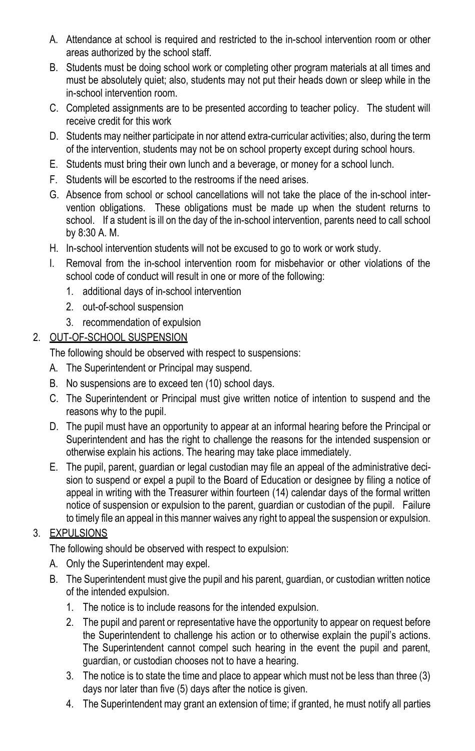A. Attendance at school is required and restricted to the in-school intervention room or other areas authorized by the school staff.

B. Students must be doing school work or completing other program materials at all times and must be absolutely quiet; also, students may not put their heads down or sleep while in the in-school intervention room.

C. Completed assignments are to be presented according to teacher policy. The student will receive credit for this work

D. Students may neither participate in nor attend extra-curricular activities; also, during the term of the intervention, students may not be on school property except during school hours.

E. Students must bring their own lunch and a beverage, or money for a school lunch.

F. Students will be escorted to the restrooms if the need arises.

G. Absence from school or school cancellations will not take the place of the in-school intervention obligations. These obligations must be made up when the student returns to school. If a student is ill on the day of the in-school intervention, parents need to call school by 8:30 A. M.

H. In-school intervention students will not be excused to go to work or work study.

I. Removal from the in-school intervention room for misbehavior or other violations of the school code of conduct will result in one or more of the following:

   1. additional days of in-school intervention
   2. out-of-school suspension
   3. recommendation of expulsion

2. <u>OUT-OF-SCHOOL SUSPENSION</u>

   The following should be observed with respect to suspensions:

   A. The Superintendent or Principal may suspend.

   B. No suspensions are to exceed ten (10) school days.

   C. The Superintendent or Principal must give written notice of intention to suspend and the reasons why to the pupil.

   D. The pupil must have an opportunity to appear at an informal hearing before the Principal or Superintendent and has the right to challenge the reasons for the intended suspension or otherwise explain his actions. The hearing may take place immediately.

   E. The pupil, parent, guardian or legal custodian may file an appeal of the administrative decision to suspend or expel a pupil to the Board of Education or designee by filing a notice of appeal in writing with the Treasurer within fourteen (14) calendar days of the formal written notice of suspension or expulsion to the parent, guardian or custodian of the pupil. Failure to timely file an appeal in this manner waives any right to appeal the suspension or expulsion.

3. <u>EXPULSIONS</u>

   The following should be observed with respect to expulsion:

   A. Only the Superintendent may expel.

   B. The Superintendent must give the pupil and his parent, guardian, or custodian written notice of the intended expulsion.

      1. The notice is to include reasons for the intended expulsion.
      2. The pupil and parent or representative have the opportunity to appear on request before the Superintendent to challenge his action or to otherwise explain the pupil's actions. The Superintendent cannot compel such hearing in the event the pupil and parent, guardian, or custodian chooses not to have a hearing.
      3. The notice is to state the time and place to appear which must not be less than three (3) days nor later than five (5) days after the notice is given.
      4. The Superintendent may grant an extension of time; if granted, he must notify all parties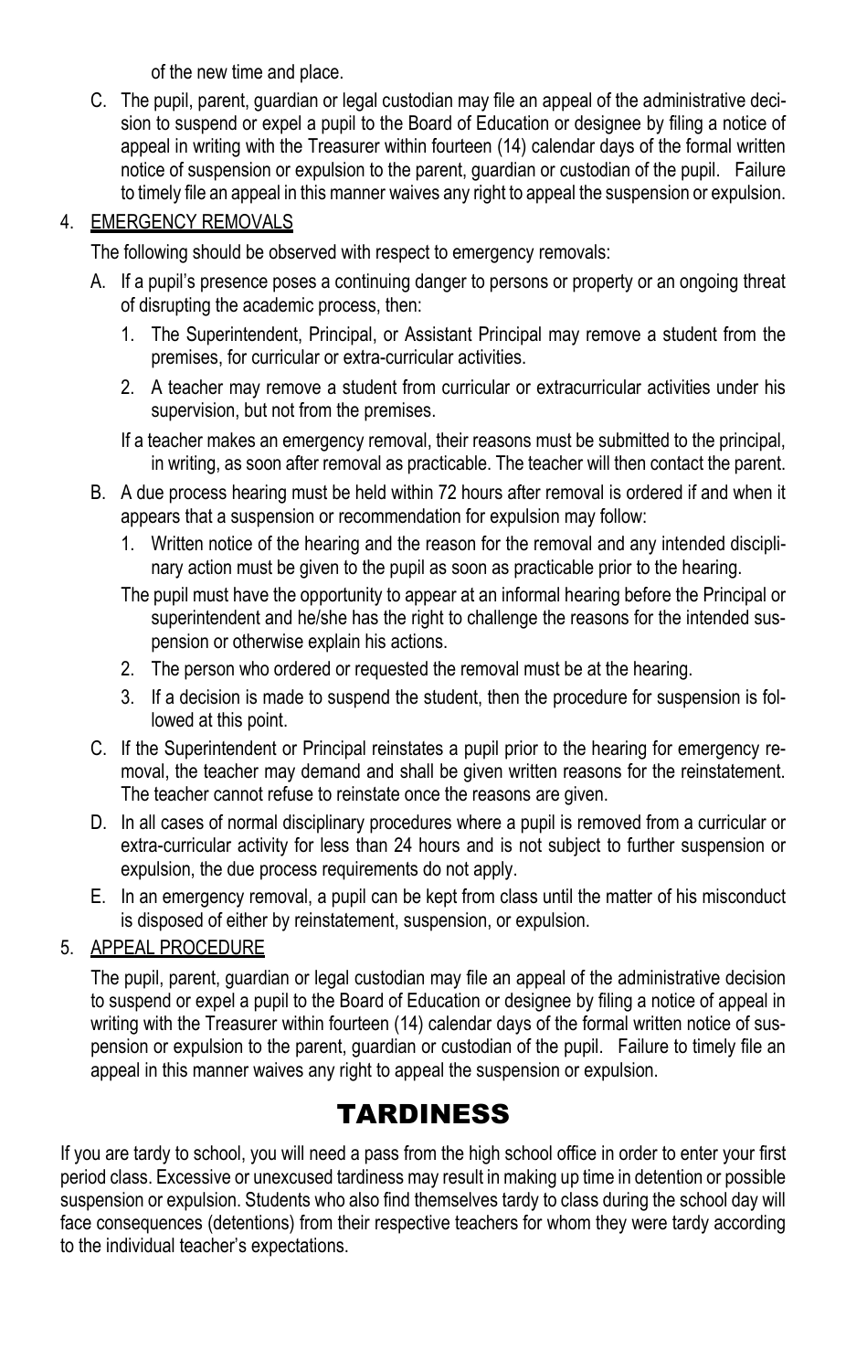of the new time and place.

C. The pupil, parent, guardian or legal custodian may file an appeal of the administrative decision to suspend or expel a pupil to the Board of Education or designee by filing a notice of appeal in writing with the Treasurer within fourteen (14) calendar days of the formal written notice of suspension or expulsion to the parent, guardian or custodian of the pupil. Failure to timely file an appeal in this manner waives any right to appeal the suspension or expulsion.

4. EMERGENCY REMOVALS

   The following should be observed with respect to emergency removals:

   A. If a pupil's presence poses a continuing danger to persons or property or an ongoing threat of disrupting the academic process, then:

      1. The Superintendent, Principal, or Assistant Principal may remove a student from the premises, for curricular or extra-curricular activities.
      2. A teacher may remove a student from curricular or extracurricular activities under his supervision, but not from the premises.

      If a teacher makes an emergency removal, their reasons must be submitted to the principal, in writing, as soon after removal as practicable. The teacher will then contact the parent.

   B. A due process hearing must be held within 72 hours after removal is ordered if and when it appears that a suspension or recommendation for expulsion may follow:

      1. Written notice of the hearing and the reason for the removal and any intended disciplinary action must be given to the pupil as soon as practicable prior to the hearing.

      The pupil must have the opportunity to appear at an informal hearing before the Principal or superintendent and he/she has the right to challenge the reasons for the intended suspension or otherwise explain his actions.

      2. The person who ordered or requested the removal must be at the hearing.
      3. If a decision is made to suspend the student, then the procedure for suspension is followed at this point.

   C. If the Superintendent or Principal reinstates a pupil prior to the hearing for emergency removal, the teacher may demand and shall be given written reasons for the reinstatement. The teacher cannot refuse to reinstate once the reasons are given.

   D. In all cases of normal disciplinary procedures where a pupil is removed from a curricular or extra-curricular activity for less than 24 hours and is not subject to further suspension or expulsion, the due process requirements do not apply.

   E. In an emergency removal, a pupil can be kept from class until the matter of his misconduct is disposed of either by reinstatement, suspension, or expulsion.

5. APPEAL PROCEDURE

   The pupil, parent, guardian or legal custodian may file an appeal of the administrative decision to suspend or expel a pupil to the Board of Education or designee by filing a notice of appeal in writing with the Treasurer within fourteen (14) calendar days of the formal written notice of suspension or expulsion to the parent, guardian or custodian of the pupil. Failure to timely file an appeal in this manner waives any right to appeal the suspension or expulsion.

# TARDINESS

If you are tardy to school, you will need a pass from the high school office in order to enter your first period class. Excessive or unexcused tardiness may result in making up time in detention or possible suspension or expulsion. Students who also find themselves tardy to class during the school day will face consequences (detentions) from their respective teachers for whom they were tardy according to the individual teacher's expectations.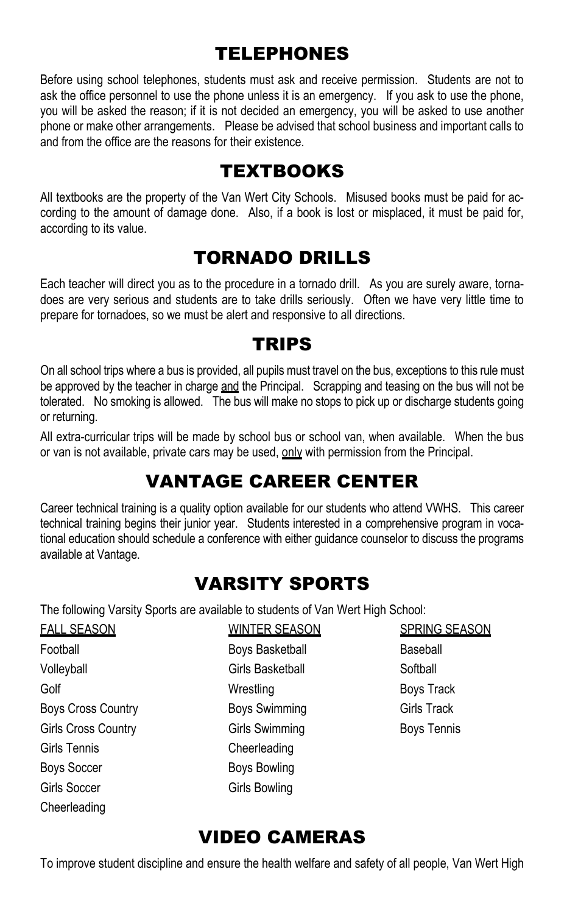## TELEPHONES

Before using school telephones, students must ask and receive permission. Students are not to ask the office personnel to use the phone unless it is an emergency. If you ask to use the phone, you will be asked the reason; if it is not decided an emergency, you will be asked to use another phone or make other arrangements. Please be advised that school business and important calls to and from the office are the reasons for their existence.

## TEXTBOOKS

All textbooks are the property of the Van Wert City Schools. Misused books must be paid for according to the amount of damage done. Also, if a book is lost or misplaced, it must be paid for, according to its value.

## TORNADO DRILLS

Each teacher will direct you as to the procedure in a tornado drill. As you are surely aware, tornadoes are very serious and students are to take drills seriously. Often we have very little time to prepare for tornadoes, so we must be alert and responsive to all directions.

## TRIPS

On all school trips where a bus is provided, all pupils must travel on the bus, exceptions to this rule must be approved by the teacher in charge and the Principal. Scrapping and teasing on the bus will not be tolerated. No smoking is allowed. The bus will make no stops to pick up or discharge students going or returning.

All extra-curricular trips will be made by school bus or school van, when available. When the bus or van is not available, private cars may be used, only with permission from the Principal.

## VANTAGE CAREER CENTER

Career technical training is a quality option available for our students who attend VWHS. This career technical training begins their junior year. Students interested in a comprehensive program in vocational education should schedule a conference with either guidance counselor to discuss the programs available at Vantage.

## VARSITY SPORTS

The following Varsity Sports are available to students of Van Wert High School:

| FALL SEASON | WINTER SEASON | SPRING SEASON |
|---|---|---|
| Football | Boys Basketball | Baseball |
| Volleyball | Girls Basketball | Softball |
| Golf | Wrestling | Boys Track |
| Boys Cross Country | Boys Swimming | Girls Track |
| Girls Cross Country | Girls Swimming | Boys Tennis |
| Girls Tennis | Cheerleading | |
| Boys Soccer | Boys Bowling | |
| Girls Soccer | Girls Bowling | |
| Cheerleading | | |

## VIDEO CAMERAS

To improve student discipline and ensure the health welfare and safety of all people, Van Wert High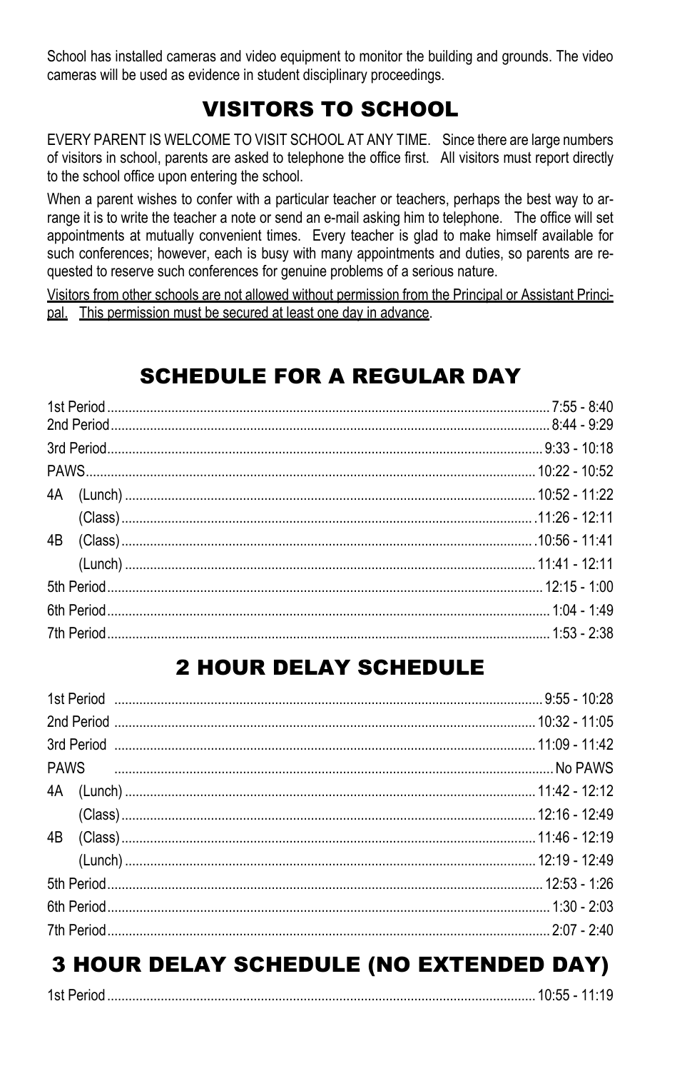School has installed cameras and video equipment to monitor the building and grounds. The video cameras will be used as evidence in student disciplinary proceedings.

## VISITORS TO SCHOOL

EVERY PARENT IS WELCOME TO VISIT SCHOOL AT ANY TIME. Since there are large numbers of visitors in school, parents are asked to telephone the office first. All visitors must report directly to the school office upon entering the school.

When a parent wishes to confer with a particular teacher or teachers, perhaps the best way to arrange it is to write the teacher a note or send an e-mail asking him to telephone. The office will set appointments at mutually convenient times. Every teacher is glad to make himself available for such conferences; however, each is busy with many appointments and duties, so parents are requested to reserve such conferences for genuine problems of a serious nature.

<u>Visitors from other schools are not allowed without permission from the Principal or Assistant Principal. This permission must be secured at least one day in advance</u>.

## SCHEDULE FOR A REGULAR DAY

| Period | Time |
|---|---|
| 1st Period | 7:55 - 8:40 |
| 2nd Period | 8:44 - 9:29 |
| 3rd Period | 9:33 - 10:18 |
| PAWS | 10:22 - 10:52 |
| 4A (Lunch) | 10:52 - 11:22 |
| (Class) | 11:26 - 12:11 |
| 4B (Class) | 10:56 - 11:41 |
| (Lunch) | 11:41 - 12:11 |
| 5th Period | 12:15 - 1:00 |
| 6th Period | 1:04 - 1:49 |
| 7th Period | 1:53 - 2:38 |

## 2 HOUR DELAY SCHEDULE

| Period | Time |
|---|---|
| 1st Period | 9:55 - 10:28 |
| 2nd Period | 10:32 - 11:05 |
| 3rd Period | 11:09 - 11:42 |
| PAWS | No PAWS |
| 4A (Lunch) | 11:42 - 12:12 |
| (Class) | 12:16 - 12:49 |
| 4B (Class) | 11:46 - 12:19 |
| (Lunch) | 12:19 - 12:49 |
| 5th Period | 12:53 - 1:26 |
| 6th Period | 1:30 - 2:03 |
| 7th Period | 2:07 - 2:40 |

## 3 HOUR DELAY SCHEDULE (NO EXTENDED DAY)

| Period | Time |
|---|---|
| 1st Period | 10:55 - 11:19 |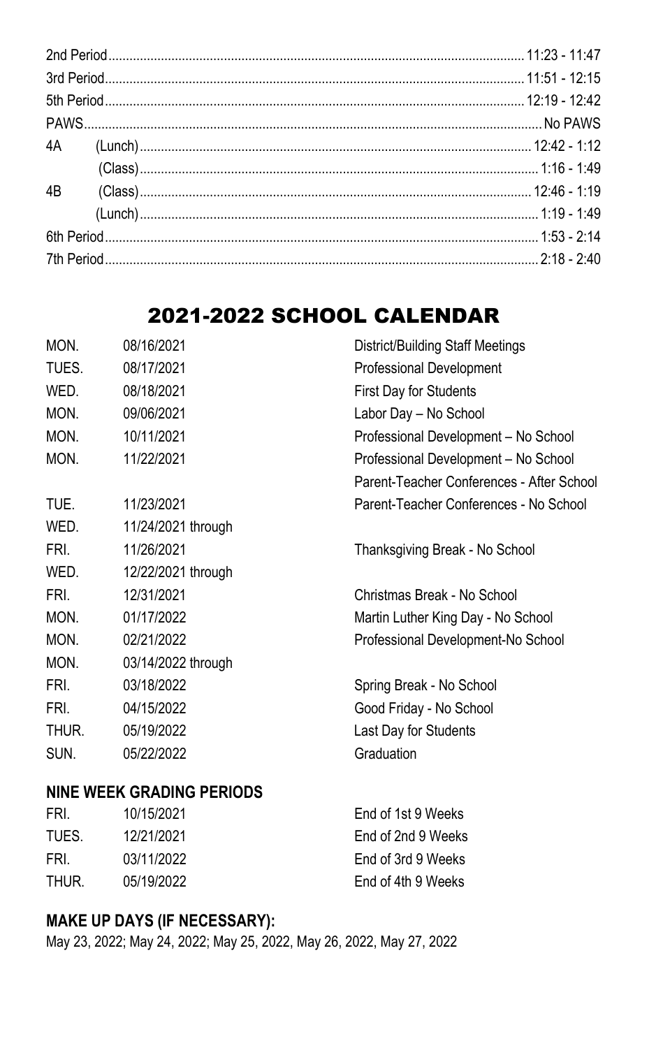| | | |
|---|---|---|
| 2nd Period | | 11:23 - 11:47 |
| 3rd Period | | 11:51 - 12:15 |
| 5th Period | | 12:19 - 12:42 |
| PAWS | | No PAWS |
| 4A | (Lunch) | 12:42 - 1:12 |
| | (Class) | 1:16 - 1:49 |
| 4B | (Class) | 12:46 - 1:19 |
| | (Lunch) | 1:19 - 1:49 |
| 6th Period | | 1:53 - 2:14 |
| 7th Period | | 2:18 - 2:40 |

## 2021-2022 SCHOOL CALENDAR

| | | |
|---|---|---|
| MON. | 08/16/2021 | District/Building Staff Meetings |
| TUES. | 08/17/2021 | Professional Development |
| WED. | 08/18/2021 | First Day for Students |
| MON. | 09/06/2021 | Labor Day – No School |
| MON. | 10/11/2021 | Professional Development – No School |
| MON. | 11/22/2021 | Professional Development – No School<br>Parent-Teacher Conferences - After School |
| TUE. | 11/23/2021 | Parent-Teacher Conferences - No School |
| WED.<br>FRI. | 11/24/2021 through<br>11/26/2021 | Thanksgiving Break - No School |
| WED.<br>FRI. | 12/22/2021 through<br>12/31/2021 | Christmas Break - No School |
| MON. | 01/17/2022 | Martin Luther King Day - No School |
| MON. | 02/21/2022 | Professional Development-No School |
| MON.<br>FRI. | 03/14/2022 through<br>03/18/2022 | Spring Break - No School |
| FRI. | 04/15/2022 | Good Friday - No School |
| THUR. | 05/19/2022 | Last Day for Students |
| SUN. | 05/22/2022 | Graduation |

### NINE WEEK GRADING PERIODS

| | | |
|---|---|---|
| FRI. | 10/15/2021 | End of 1st 9 Weeks |
| TUES. | 12/21/2021 | End of 2nd 9 Weeks |
| FRI. | 03/11/2022 | End of 3rd 9 Weeks |
| THUR. | 05/19/2022 | End of 4th 9 Weeks |

### MAKE UP DAYS (IF NECESSARY):

May 23, 2022; May 24, 2022; May 25, 2022, May 26, 2022, May 27, 2022